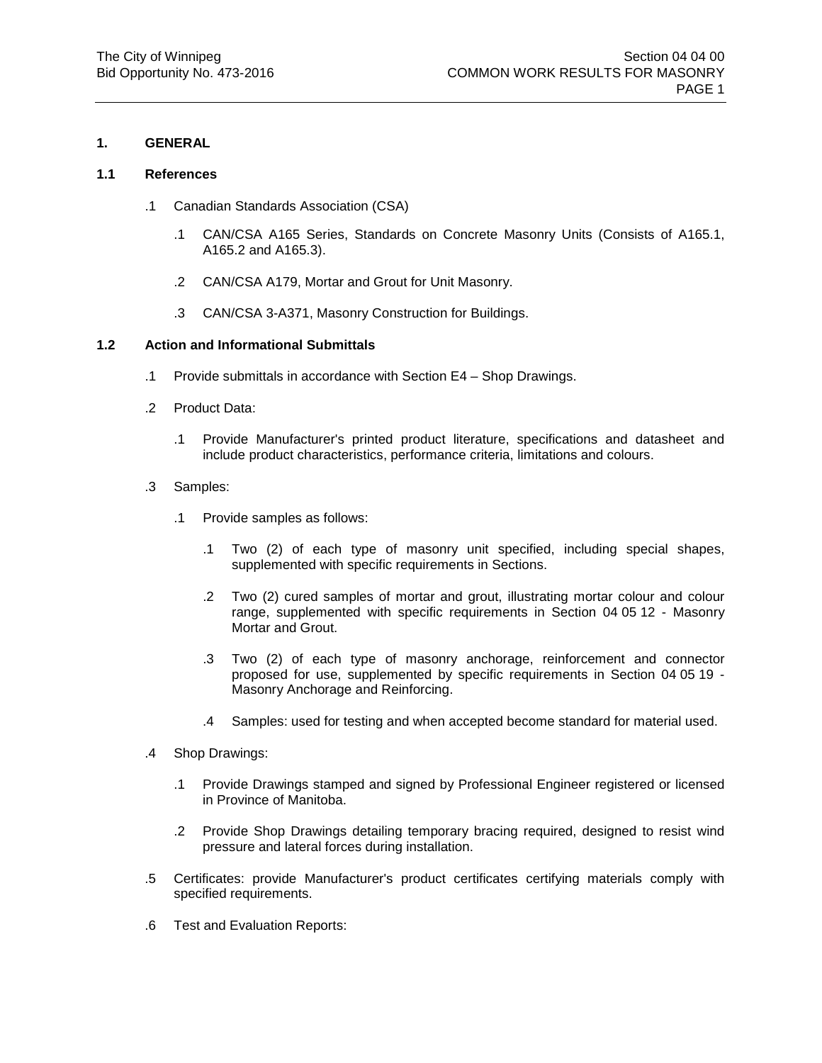## 1. GENERAL

### 1.1 References

.1 Canadian Standards Association (CSA)

  .1 CAN/CSA A165 Series, Standards on Concrete Masonry Units (Consists of A165.1, A165.2 and A165.3).

  .2 CAN/CSA A179, Mortar and Grout for Unit Masonry.

  .3 CAN/CSA 3-A371, Masonry Construction for Buildings.

### 1.2 Action and Informational Submittals

.1 Provide submittals in accordance with Section E4 – Shop Drawings.

.2 Product Data:

  .1 Provide Manufacturer's printed product literature, specifications and datasheet and include product characteristics, performance criteria, limitations and colours.

.3 Samples:

  .1 Provide samples as follows:

    .1 Two (2) of each type of masonry unit specified, including special shapes, supplemented with specific requirements in Sections.

    .2 Two (2) cured samples of mortar and grout, illustrating mortar colour and colour range, supplemented with specific requirements in Section 04 05 12 - Masonry Mortar and Grout.

    .3 Two (2) of each type of masonry anchorage, reinforcement and connector proposed for use, supplemented by specific requirements in Section 04 05 19 - Masonry Anchorage and Reinforcing.

    .4 Samples: used for testing and when accepted become standard for material used.

.4 Shop Drawings:

  .1 Provide Drawings stamped and signed by Professional Engineer registered or licensed in Province of Manitoba.

  .2 Provide Shop Drawings detailing temporary bracing required, designed to resist wind pressure and lateral forces during installation.

.5 Certificates: provide Manufacturer's product certificates certifying materials comply with specified requirements.

.6 Test and Evaluation Reports: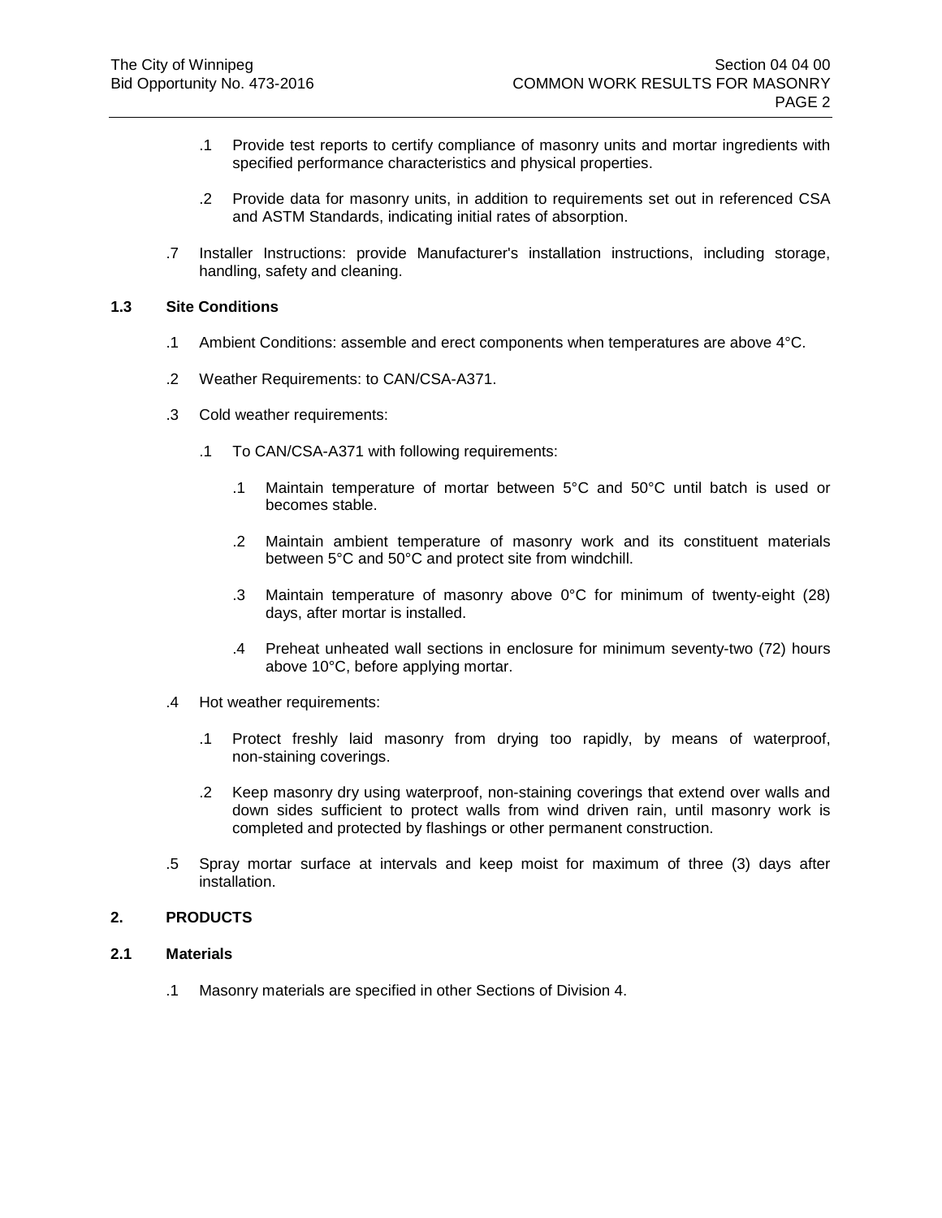.1 Provide test reports to certify compliance of masonry units and mortar ingredients with specified performance characteristics and physical properties.

.2 Provide data for masonry units, in addition to requirements set out in referenced CSA and ASTM Standards, indicating initial rates of absorption.

.7 Installer Instructions: provide Manufacturer's installation instructions, including storage, handling, safety and cleaning.

### 1.3 Site Conditions

.1 Ambient Conditions: assemble and erect components when temperatures are above 4°C.

.2 Weather Requirements: to CAN/CSA-A371.

.3 Cold weather requirements:

.1 To CAN/CSA-A371 with following requirements:

.1 Maintain temperature of mortar between 5°C and 50°C until batch is used or becomes stable.

.2 Maintain ambient temperature of masonry work and its constituent materials between 5°C and 50°C and protect site from windchill.

.3 Maintain temperature of masonry above 0°C for minimum of twenty-eight (28) days, after mortar is installed.

.4 Preheat unheated wall sections in enclosure for minimum seventy-two (72) hours above 10°C, before applying mortar.

.4 Hot weather requirements:

.1 Protect freshly laid masonry from drying too rapidly, by means of waterproof, non-staining coverings.

.2 Keep masonry dry using waterproof, non-staining coverings that extend over walls and down sides sufficient to protect walls from wind driven rain, until masonry work is completed and protected by flashings or other permanent construction.

.5 Spray mortar surface at intervals and keep moist for maximum of three (3) days after installation.

## 2. PRODUCTS

### 2.1 Materials

.1 Masonry materials are specified in other Sections of Division 4.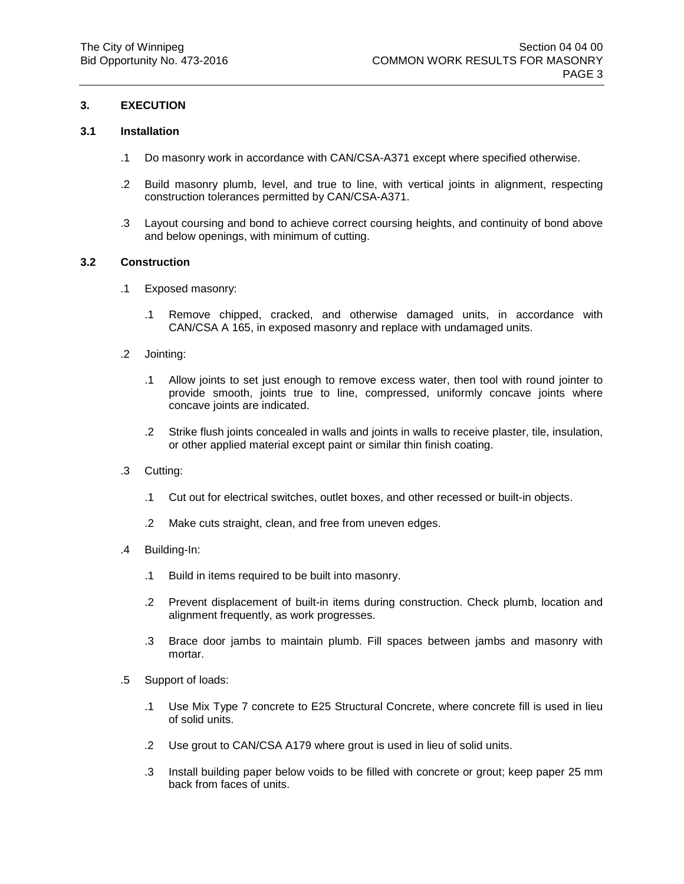## 3. EXECUTION

### 3.1 Installation

.1 Do masonry work in accordance with CAN/CSA-A371 except where specified otherwise.

.2 Build masonry plumb, level, and true to line, with vertical joints in alignment, respecting construction tolerances permitted by CAN/CSA-A371.

.3 Layout coursing and bond to achieve correct coursing heights, and continuity of bond above and below openings, with minimum of cutting.

### 3.2 Construction

.1 Exposed masonry:

  .1 Remove chipped, cracked, and otherwise damaged units, in accordance with CAN/CSA A 165, in exposed masonry and replace with undamaged units.

.2 Jointing:

  .1 Allow joints to set just enough to remove excess water, then tool with round jointer to provide smooth, joints true to line, compressed, uniformly concave joints where concave joints are indicated.

  .2 Strike flush joints concealed in walls and joints in walls to receive plaster, tile, insulation, or other applied material except paint or similar thin finish coating.

.3 Cutting:

  .1 Cut out for electrical switches, outlet boxes, and other recessed or built-in objects.

  .2 Make cuts straight, clean, and free from uneven edges.

.4 Building-In:

  .1 Build in items required to be built into masonry.

  .2 Prevent displacement of built-in items during construction. Check plumb, location and alignment frequently, as work progresses.

  .3 Brace door jambs to maintain plumb. Fill spaces between jambs and masonry with mortar.

.5 Support of loads:

  .1 Use Mix Type 7 concrete to E25 Structural Concrete, where concrete fill is used in lieu of solid units.

  .2 Use grout to CAN/CSA A179 where grout is used in lieu of solid units.

  .3 Install building paper below voids to be filled with concrete or grout; keep paper 25 mm back from faces of units.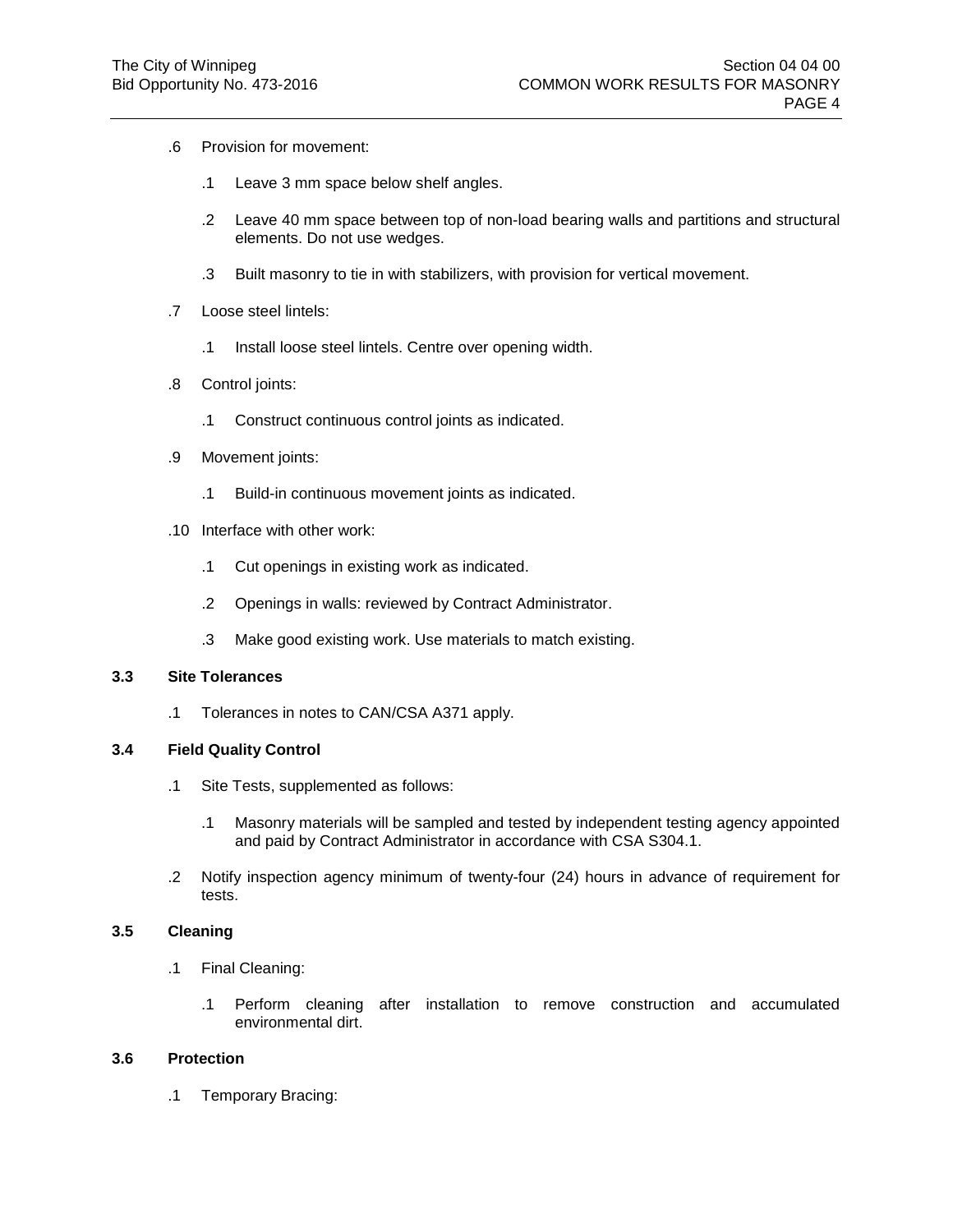.6 Provision for movement:

   .1 Leave 3 mm space below shelf angles.

   .2 Leave 40 mm space between top of non-load bearing walls and partitions and structural elements. Do not use wedges.

   .3 Built masonry to tie in with stabilizers, with provision for vertical movement.

.7 Loose steel lintels:

   .1 Install loose steel lintels. Centre over opening width.

.8 Control joints:

   .1 Construct continuous control joints as indicated.

.9 Movement joints:

   .1 Build-in continuous movement joints as indicated.

.10 Interface with other work:

   .1 Cut openings in existing work as indicated.

   .2 Openings in walls: reviewed by Contract Administrator.

   .3 Make good existing work. Use materials to match existing.

### 3.3 Site Tolerances

.1 Tolerances in notes to CAN/CSA A371 apply.

### 3.4 Field Quality Control

.1 Site Tests, supplemented as follows:

   .1 Masonry materials will be sampled and tested by independent testing agency appointed and paid by Contract Administrator in accordance with CSA S304.1.

.2 Notify inspection agency minimum of twenty-four (24) hours in advance of requirement for tests.

### 3.5 Cleaning

.1 Final Cleaning:

   .1 Perform cleaning after installation to remove construction and accumulated environmental dirt.

### 3.6 Protection

.1 Temporary Bracing: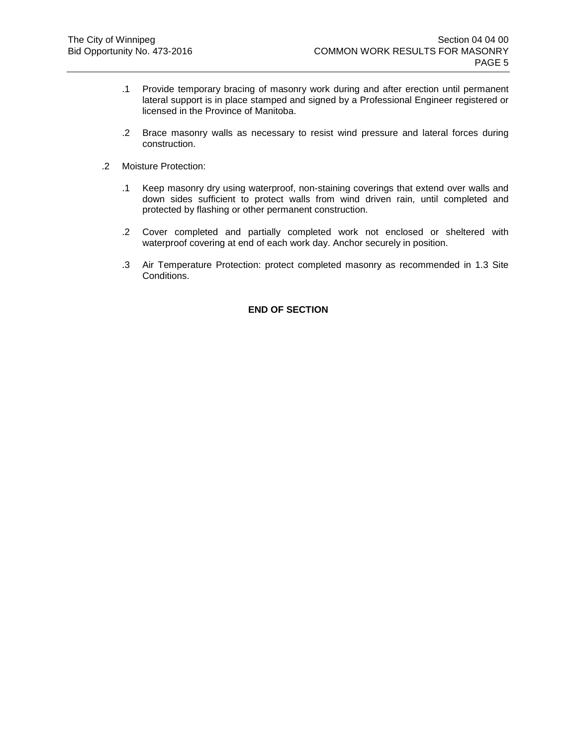.1 Provide temporary bracing of masonry work during and after erection until permanent lateral support is in place stamped and signed by a Professional Engineer registered or licensed in the Province of Manitoba.

.2 Brace masonry walls as necessary to resist wind pressure and lateral forces during construction.

.2 Moisture Protection:

.1 Keep masonry dry using waterproof, non-staining coverings that extend over walls and down sides sufficient to protect walls from wind driven rain, until completed and protected by flashing or other permanent construction.

.2 Cover completed and partially completed work not enclosed or sheltered with waterproof covering at end of each work day. Anchor securely in position.

.3 Air Temperature Protection: protect completed masonry as recommended in 1.3 Site Conditions.

**END OF SECTION**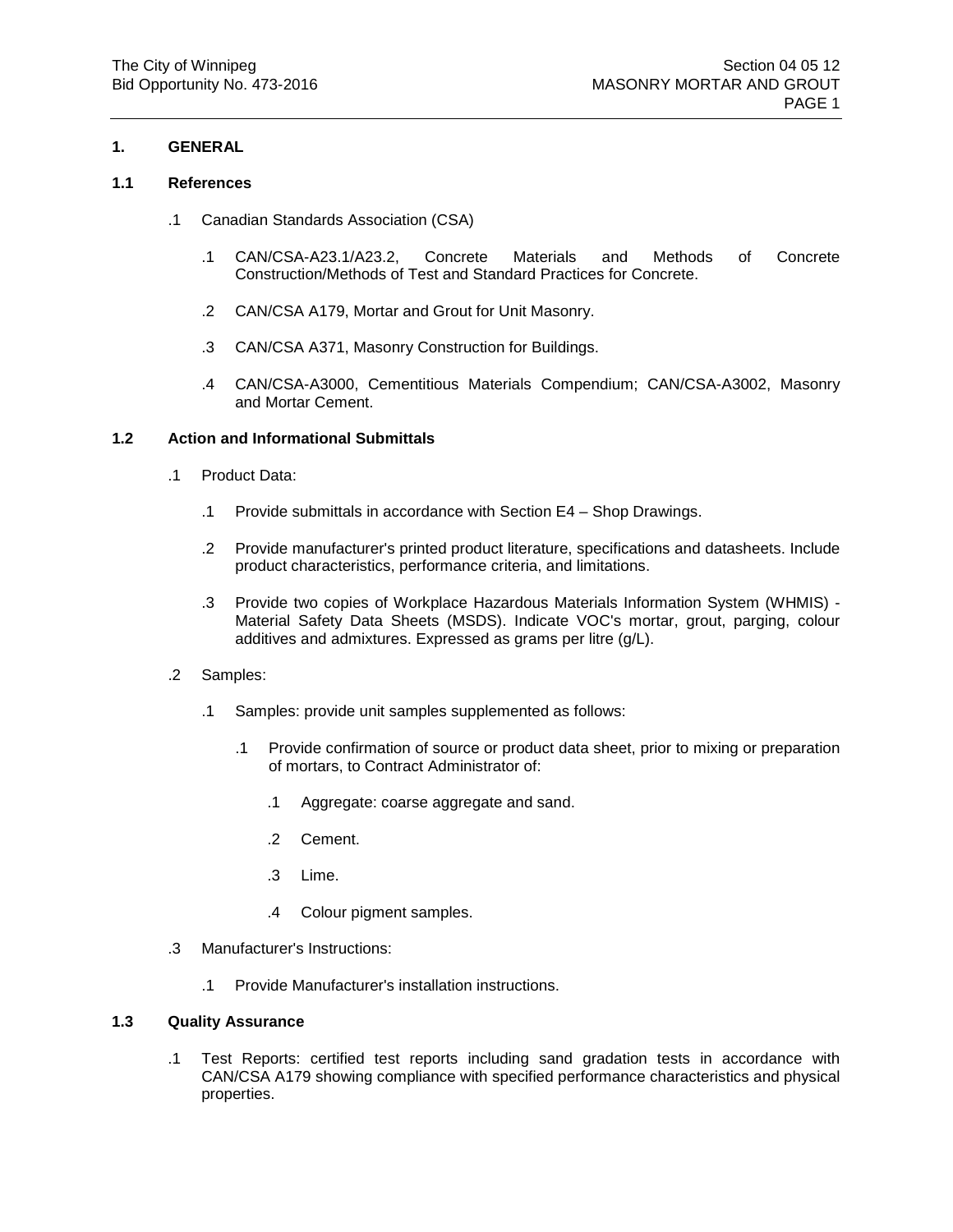## 1. GENERAL

### 1.1 References

.1 Canadian Standards Association (CSA)

.1 CAN/CSA-A23.1/A23.2, Concrete Materials and Methods of Concrete Construction/Methods of Test and Standard Practices for Concrete.

.2 CAN/CSA A179, Mortar and Grout for Unit Masonry.

.3 CAN/CSA A371, Masonry Construction for Buildings.

.4 CAN/CSA-A3000, Cementitious Materials Compendium; CAN/CSA-A3002, Masonry and Mortar Cement.

### 1.2 Action and Informational Submittals

.1 Product Data:

.1 Provide submittals in accordance with Section E4 – Shop Drawings.

.2 Provide manufacturer's printed product literature, specifications and datasheets. Include product characteristics, performance criteria, and limitations.

.3 Provide two copies of Workplace Hazardous Materials Information System (WHMIS) - Material Safety Data Sheets (MSDS). Indicate VOC's mortar, grout, parging, colour additives and admixtures. Expressed as grams per litre (g/L).

.2 Samples:

.1 Samples: provide unit samples supplemented as follows:

.1 Provide confirmation of source or product data sheet, prior to mixing or preparation of mortars, to Contract Administrator of:

.1 Aggregate: coarse aggregate and sand.

.2 Cement.

.3 Lime.

.4 Colour pigment samples.

.3 Manufacturer's Instructions:

.1 Provide Manufacturer's installation instructions.

### 1.3 Quality Assurance

.1 Test Reports: certified test reports including sand gradation tests in accordance with CAN/CSA A179 showing compliance with specified performance characteristics and physical properties.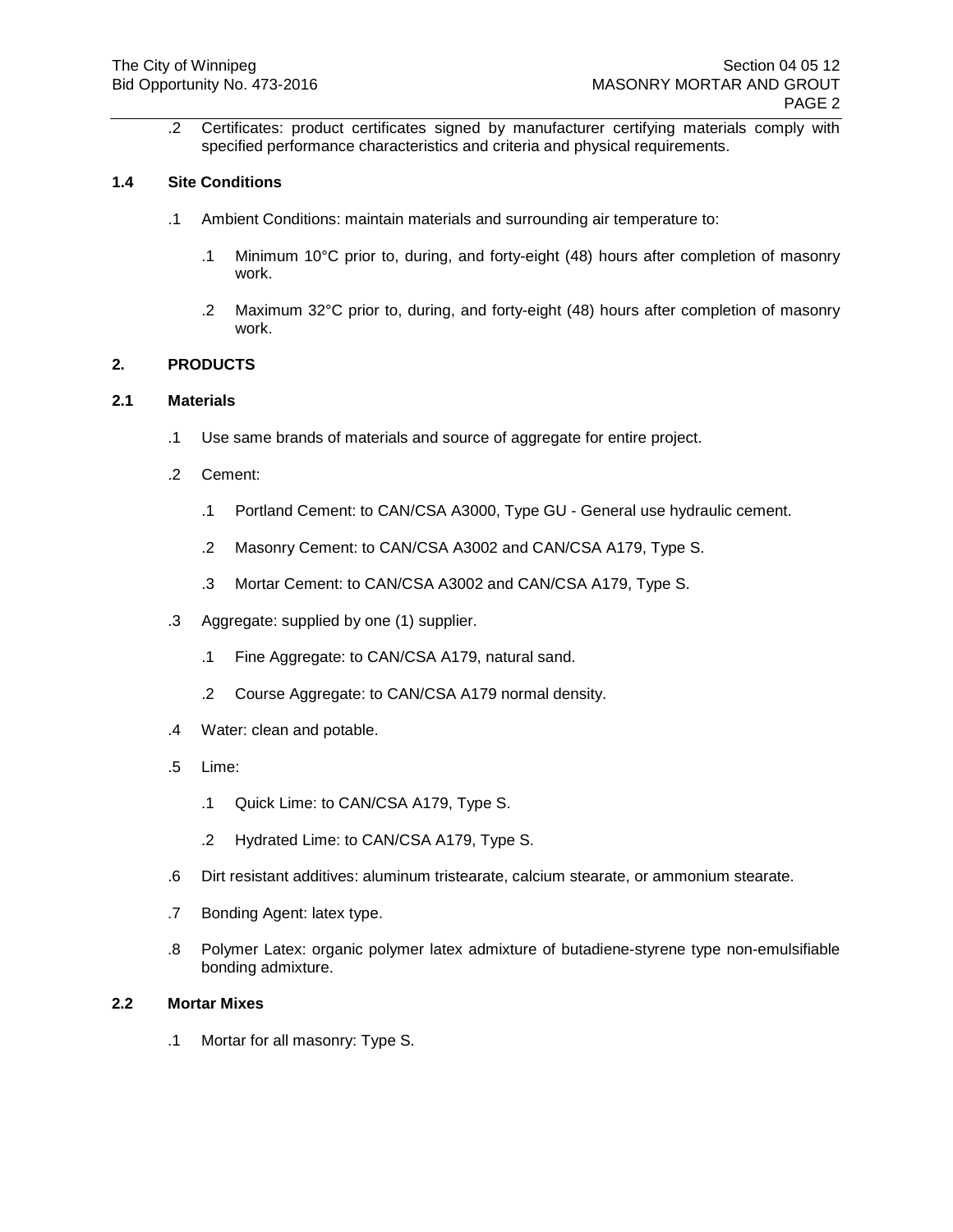.2 Certificates: product certificates signed by manufacturer certifying materials comply with specified performance characteristics and criteria and physical requirements.

### 1.4 Site Conditions

.1 Ambient Conditions: maintain materials and surrounding air temperature to:

.1 Minimum 10°C prior to, during, and forty-eight (48) hours after completion of masonry work.

.2 Maximum 32°C prior to, during, and forty-eight (48) hours after completion of masonry work.

## 2. PRODUCTS

### 2.1 Materials

.1 Use same brands of materials and source of aggregate for entire project.

.2 Cement:

.1 Portland Cement: to CAN/CSA A3000, Type GU - General use hydraulic cement.

.2 Masonry Cement: to CAN/CSA A3002 and CAN/CSA A179, Type S.

.3 Mortar Cement: to CAN/CSA A3002 and CAN/CSA A179, Type S.

.3 Aggregate: supplied by one (1) supplier.

.1 Fine Aggregate: to CAN/CSA A179, natural sand.

.2 Course Aggregate: to CAN/CSA A179 normal density.

.4 Water: clean and potable.

.5 Lime:

.1 Quick Lime: to CAN/CSA A179, Type S.

.2 Hydrated Lime: to CAN/CSA A179, Type S.

.6 Dirt resistant additives: aluminum tristearate, calcium stearate, or ammonium stearate.

.7 Bonding Agent: latex type.

.8 Polymer Latex: organic polymer latex admixture of butadiene-styrene type non-emulsifiable bonding admixture.

### 2.2 Mortar Mixes

.1 Mortar for all masonry: Type S.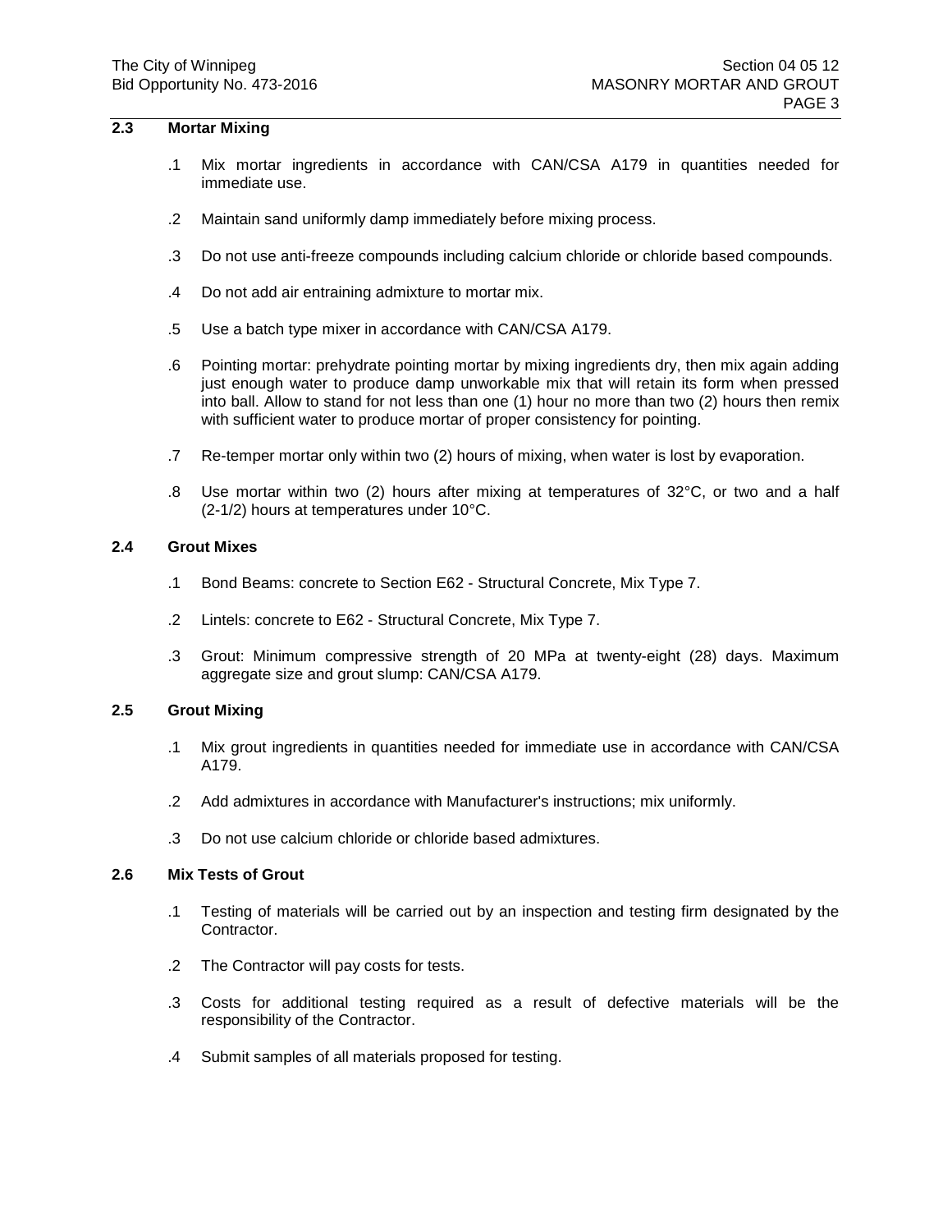## 2.3 Mortar Mixing

.1 Mix mortar ingredients in accordance with CAN/CSA A179 in quantities needed for immediate use.

.2 Maintain sand uniformly damp immediately before mixing process.

.3 Do not use anti-freeze compounds including calcium chloride or chloride based compounds.

.4 Do not add air entraining admixture to mortar mix.

.5 Use a batch type mixer in accordance with CAN/CSA A179.

.6 Pointing mortar: prehydrate pointing mortar by mixing ingredients dry, then mix again adding just enough water to produce damp unworkable mix that will retain its form when pressed into ball. Allow to stand for not less than one (1) hour no more than two (2) hours then remix with sufficient water to produce mortar of proper consistency for pointing.

.7 Re-temper mortar only within two (2) hours of mixing, when water is lost by evaporation.

.8 Use mortar within two (2) hours after mixing at temperatures of 32°C, or two and a half (2-1/2) hours at temperatures under 10°C.

## 2.4 Grout Mixes

.1 Bond Beams: concrete to Section E62 - Structural Concrete, Mix Type 7.

.2 Lintels: concrete to E62 - Structural Concrete, Mix Type 7.

.3 Grout: Minimum compressive strength of 20 MPa at twenty-eight (28) days. Maximum aggregate size and grout slump: CAN/CSA A179.

## 2.5 Grout Mixing

.1 Mix grout ingredients in quantities needed for immediate use in accordance with CAN/CSA A179.

.2 Add admixtures in accordance with Manufacturer's instructions; mix uniformly.

.3 Do not use calcium chloride or chloride based admixtures.

## 2.6 Mix Tests of Grout

.1 Testing of materials will be carried out by an inspection and testing firm designated by the Contractor.

.2 The Contractor will pay costs for tests.

.3 Costs for additional testing required as a result of defective materials will be the responsibility of the Contractor.

.4 Submit samples of all materials proposed for testing.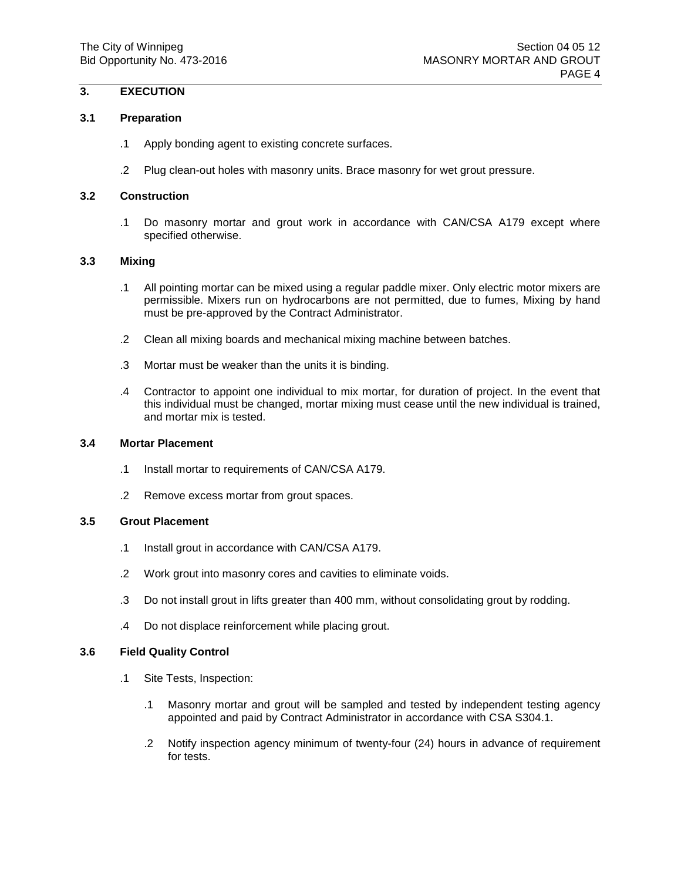## 3. EXECUTION

### 3.1 Preparation

.1 Apply bonding agent to existing concrete surfaces.

.2 Plug clean-out holes with masonry units. Brace masonry for wet grout pressure.

### 3.2 Construction

.1 Do masonry mortar and grout work in accordance with CAN/CSA A179 except where specified otherwise.

### 3.3 Mixing

.1 All pointing mortar can be mixed using a regular paddle mixer. Only electric motor mixers are permissible. Mixers run on hydrocarbons are not permitted, due to fumes, Mixing by hand must be pre-approved by the Contract Administrator.

.2 Clean all mixing boards and mechanical mixing machine between batches.

.3 Mortar must be weaker than the units it is binding.

.4 Contractor to appoint one individual to mix mortar, for duration of project. In the event that this individual must be changed, mortar mixing must cease until the new individual is trained, and mortar mix is tested.

### 3.4 Mortar Placement

.1 Install mortar to requirements of CAN/CSA A179.

.2 Remove excess mortar from grout spaces.

### 3.5 Grout Placement

.1 Install grout in accordance with CAN/CSA A179.

.2 Work grout into masonry cores and cavities to eliminate voids.

.3 Do not install grout in lifts greater than 400 mm, without consolidating grout by rodding.

.4 Do not displace reinforcement while placing grout.

### 3.6 Field Quality Control

.1 Site Tests, Inspection:

  .1 Masonry mortar and grout will be sampled and tested by independent testing agency appointed and paid by Contract Administrator in accordance with CSA S304.1.

  .2 Notify inspection agency minimum of twenty-four (24) hours in advance of requirement for tests.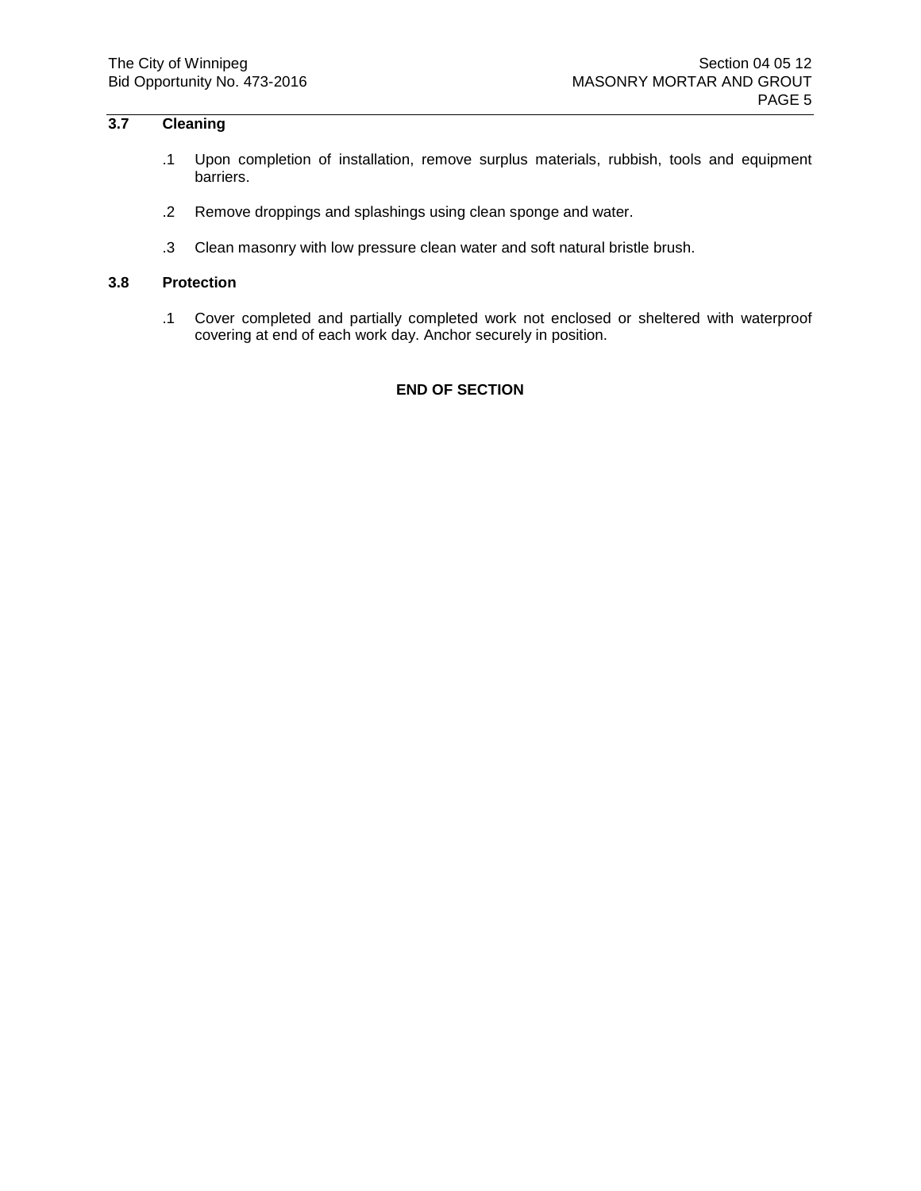## 3.7 Cleaning

.1 Upon completion of installation, remove surplus materials, rubbish, tools and equipment barriers.

.2 Remove droppings and splashings using clean sponge and water.

.3 Clean masonry with low pressure clean water and soft natural bristle brush.

## 3.8 Protection

.1 Cover completed and partially completed work not enclosed or sheltered with waterproof covering at end of each work day. Anchor securely in position.

**END OF SECTION**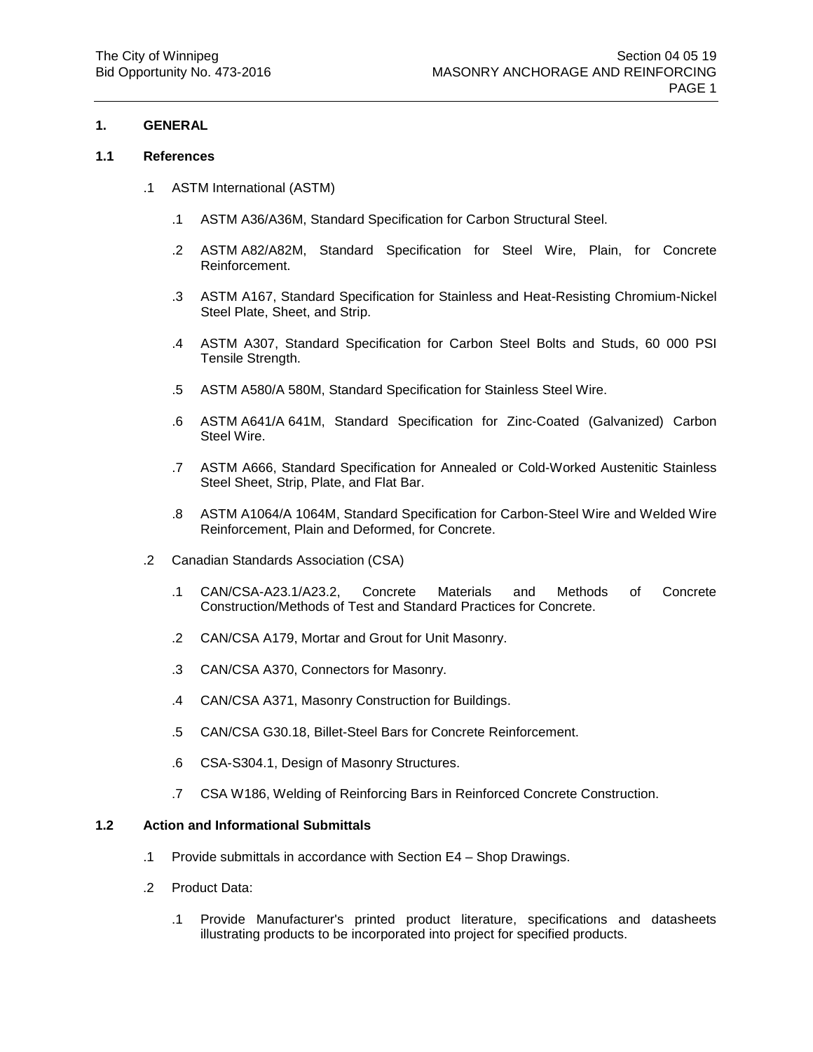## 1. GENERAL

### 1.1 References

.1 ASTM International (ASTM)

.1 ASTM A36/A36M, Standard Specification for Carbon Structural Steel.

.2 ASTM A82/A82M, Standard Specification for Steel Wire, Plain, for Concrete Reinforcement.

.3 ASTM A167, Standard Specification for Stainless and Heat-Resisting Chromium-Nickel Steel Plate, Sheet, and Strip.

.4 ASTM A307, Standard Specification for Carbon Steel Bolts and Studs, 60 000 PSI Tensile Strength.

.5 ASTM A580/A 580M, Standard Specification for Stainless Steel Wire.

.6 ASTM A641/A 641M, Standard Specification for Zinc-Coated (Galvanized) Carbon Steel Wire.

.7 ASTM A666, Standard Specification for Annealed or Cold-Worked Austenitic Stainless Steel Sheet, Strip, Plate, and Flat Bar.

.8 ASTM A1064/A 1064M, Standard Specification for Carbon-Steel Wire and Welded Wire Reinforcement, Plain and Deformed, for Concrete.

.2 Canadian Standards Association (CSA)

.1 CAN/CSA-A23.1/A23.2, Concrete Materials and Methods of Concrete Construction/Methods of Test and Standard Practices for Concrete.

.2 CAN/CSA A179, Mortar and Grout for Unit Masonry.

.3 CAN/CSA A370, Connectors for Masonry.

.4 CAN/CSA A371, Masonry Construction for Buildings.

.5 CAN/CSA G30.18, Billet-Steel Bars for Concrete Reinforcement.

.6 CSA-S304.1, Design of Masonry Structures.

.7 CSA W186, Welding of Reinforcing Bars in Reinforced Concrete Construction.

### 1.2 Action and Informational Submittals

.1 Provide submittals in accordance with Section E4 – Shop Drawings.

.2 Product Data:

.1 Provide Manufacturer's printed product literature, specifications and datasheets illustrating products to be incorporated into project for specified products.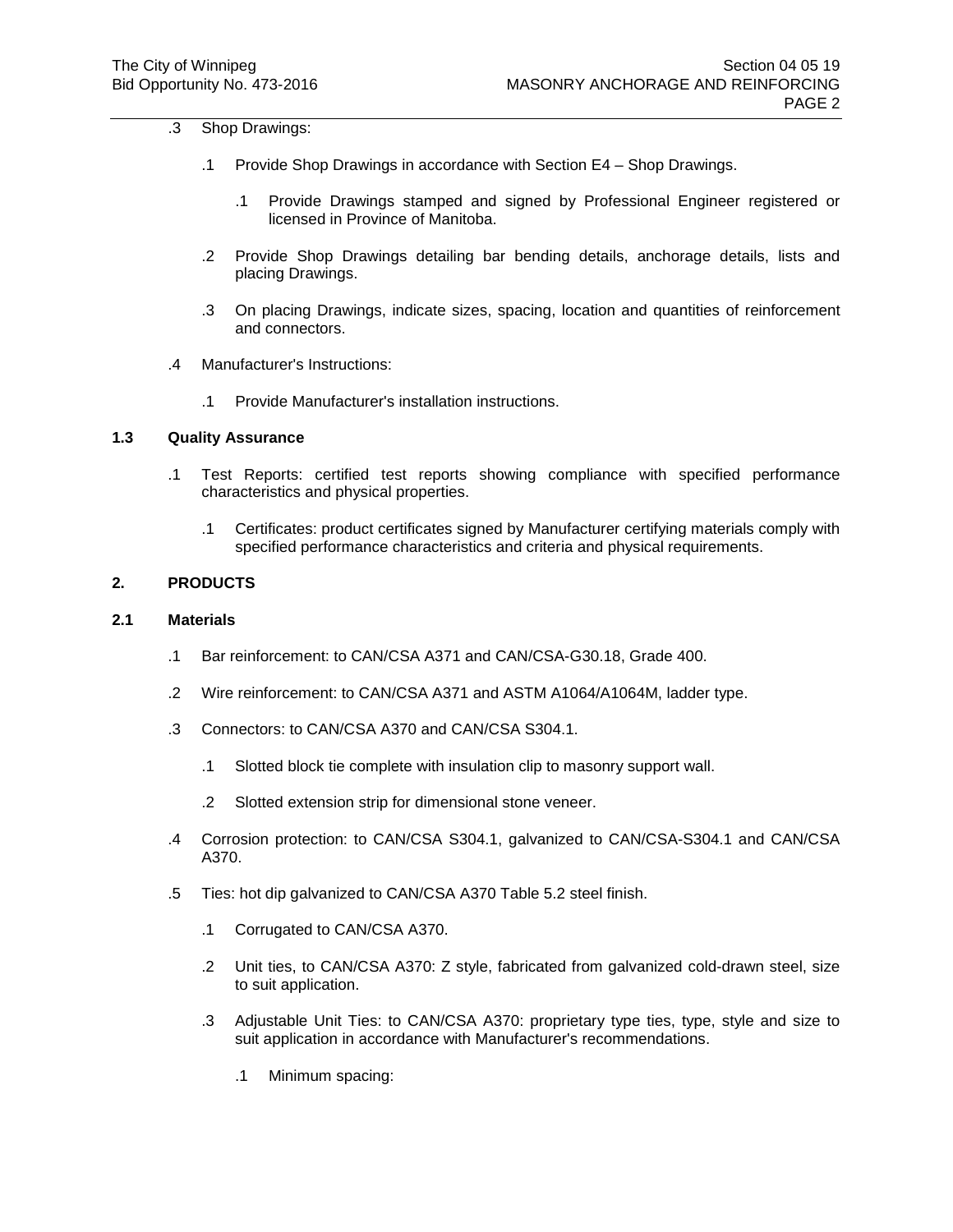.3 Shop Drawings:

  .1 Provide Shop Drawings in accordance with Section E4 – Shop Drawings.

    .1 Provide Drawings stamped and signed by Professional Engineer registered or licensed in Province of Manitoba.

  .2 Provide Shop Drawings detailing bar bending details, anchorage details, lists and placing Drawings.

  .3 On placing Drawings, indicate sizes, spacing, location and quantities of reinforcement and connectors.

.4 Manufacturer's Instructions:

  .1 Provide Manufacturer's installation instructions.

**1.3 Quality Assurance**

.1 Test Reports: certified test reports showing compliance with specified performance characteristics and physical properties.

  .1 Certificates: product certificates signed by Manufacturer certifying materials comply with specified performance characteristics and criteria and physical requirements.

**2. PRODUCTS**

**2.1 Materials**

.1 Bar reinforcement: to CAN/CSA A371 and CAN/CSA-G30.18, Grade 400.

.2 Wire reinforcement: to CAN/CSA A371 and ASTM A1064/A1064M, ladder type.

.3 Connectors: to CAN/CSA A370 and CAN/CSA S304.1.

  .1 Slotted block tie complete with insulation clip to masonry support wall.

  .2 Slotted extension strip for dimensional stone veneer.

.4 Corrosion protection: to CAN/CSA S304.1, galvanized to CAN/CSA-S304.1 and CAN/CSA A370.

.5 Ties: hot dip galvanized to CAN/CSA A370 Table 5.2 steel finish.

  .1 Corrugated to CAN/CSA A370.

  .2 Unit ties, to CAN/CSA A370: Z style, fabricated from galvanized cold-drawn steel, size to suit application.

  .3 Adjustable Unit Ties: to CAN/CSA A370: proprietary type ties, type, style and size to suit application in accordance with Manufacturer's recommendations.

    .1 Minimum spacing: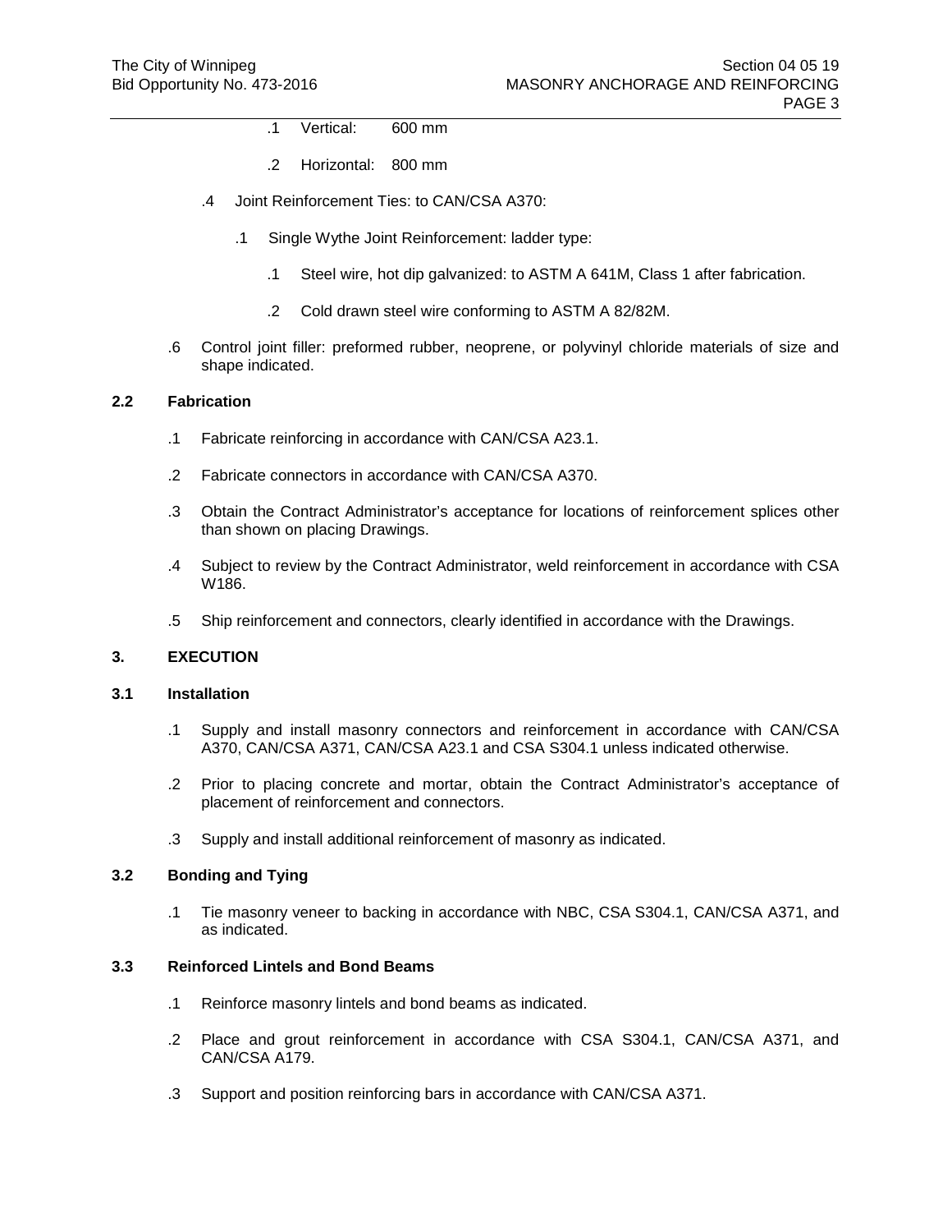.1 Vertical: 600 mm

.2 Horizontal: 800 mm

.4 Joint Reinforcement Ties: to CAN/CSA A370:

.1 Single Wythe Joint Reinforcement: ladder type:

.1 Steel wire, hot dip galvanized: to ASTM A 641M, Class 1 after fabrication.

.2 Cold drawn steel wire conforming to ASTM A 82/82M.

.6 Control joint filler: preformed rubber, neoprene, or polyvinyl chloride materials of size and shape indicated.

## 2.2 Fabrication

.1 Fabricate reinforcing in accordance with CAN/CSA A23.1.

.2 Fabricate connectors in accordance with CAN/CSA A370.

.3 Obtain the Contract Administrator's acceptance for locations of reinforcement splices other than shown on placing Drawings.

.4 Subject to review by the Contract Administrator, weld reinforcement in accordance with CSA W186.

.5 Ship reinforcement and connectors, clearly identified in accordance with the Drawings.

# 3. EXECUTION

## 3.1 Installation

.1 Supply and install masonry connectors and reinforcement in accordance with CAN/CSA A370, CAN/CSA A371, CAN/CSA A23.1 and CSA S304.1 unless indicated otherwise.

.2 Prior to placing concrete and mortar, obtain the Contract Administrator's acceptance of placement of reinforcement and connectors.

.3 Supply and install additional reinforcement of masonry as indicated.

## 3.2 Bonding and Tying

.1 Tie masonry veneer to backing in accordance with NBC, CSA S304.1, CAN/CSA A371, and as indicated.

## 3.3 Reinforced Lintels and Bond Beams

.1 Reinforce masonry lintels and bond beams as indicated.

.2 Place and grout reinforcement in accordance with CSA S304.1, CAN/CSA A371, and CAN/CSA A179.

.3 Support and position reinforcing bars in accordance with CAN/CSA A371.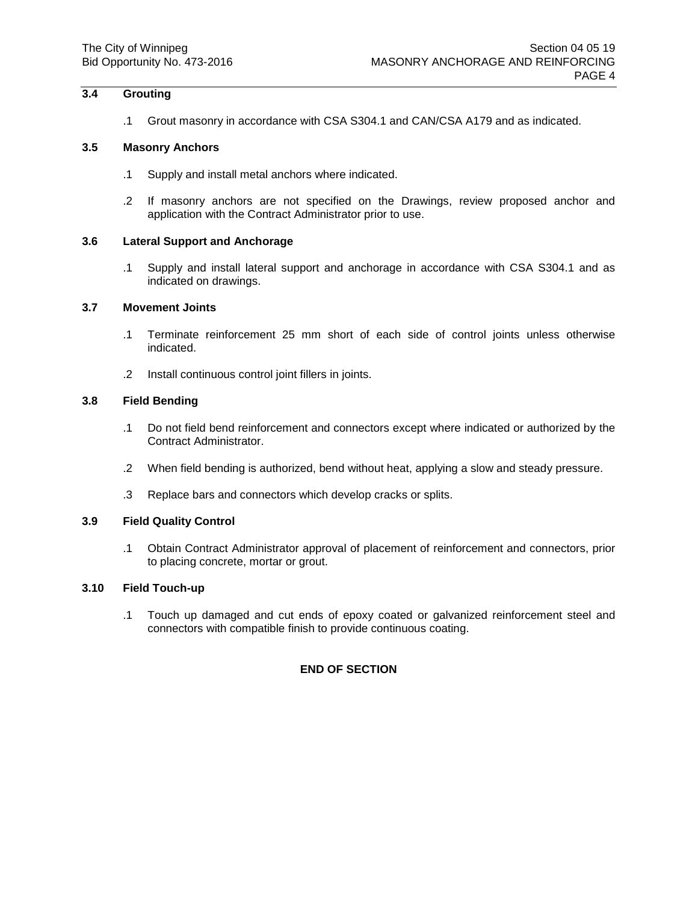### 3.4 Grouting

.1 Grout masonry in accordance with CSA S304.1 and CAN/CSA A179 and as indicated.

### 3.5 Masonry Anchors

.1 Supply and install metal anchors where indicated.

.2 If masonry anchors are not specified on the Drawings, review proposed anchor and application with the Contract Administrator prior to use.

### 3.6 Lateral Support and Anchorage

.1 Supply and install lateral support and anchorage in accordance with CSA S304.1 and as indicated on drawings.

### 3.7 Movement Joints

.1 Terminate reinforcement 25 mm short of each side of control joints unless otherwise indicated.

.2 Install continuous control joint fillers in joints.

### 3.8 Field Bending

.1 Do not field bend reinforcement and connectors except where indicated or authorized by the Contract Administrator.

.2 When field bending is authorized, bend without heat, applying a slow and steady pressure.

.3 Replace bars and connectors which develop cracks or splits.

### 3.9 Field Quality Control

.1 Obtain Contract Administrator approval of placement of reinforcement and connectors, prior to placing concrete, mortar or grout.

### 3.10 Field Touch-up

.1 Touch up damaged and cut ends of epoxy coated or galvanized reinforcement steel and connectors with compatible finish to provide continuous coating.

**END OF SECTION**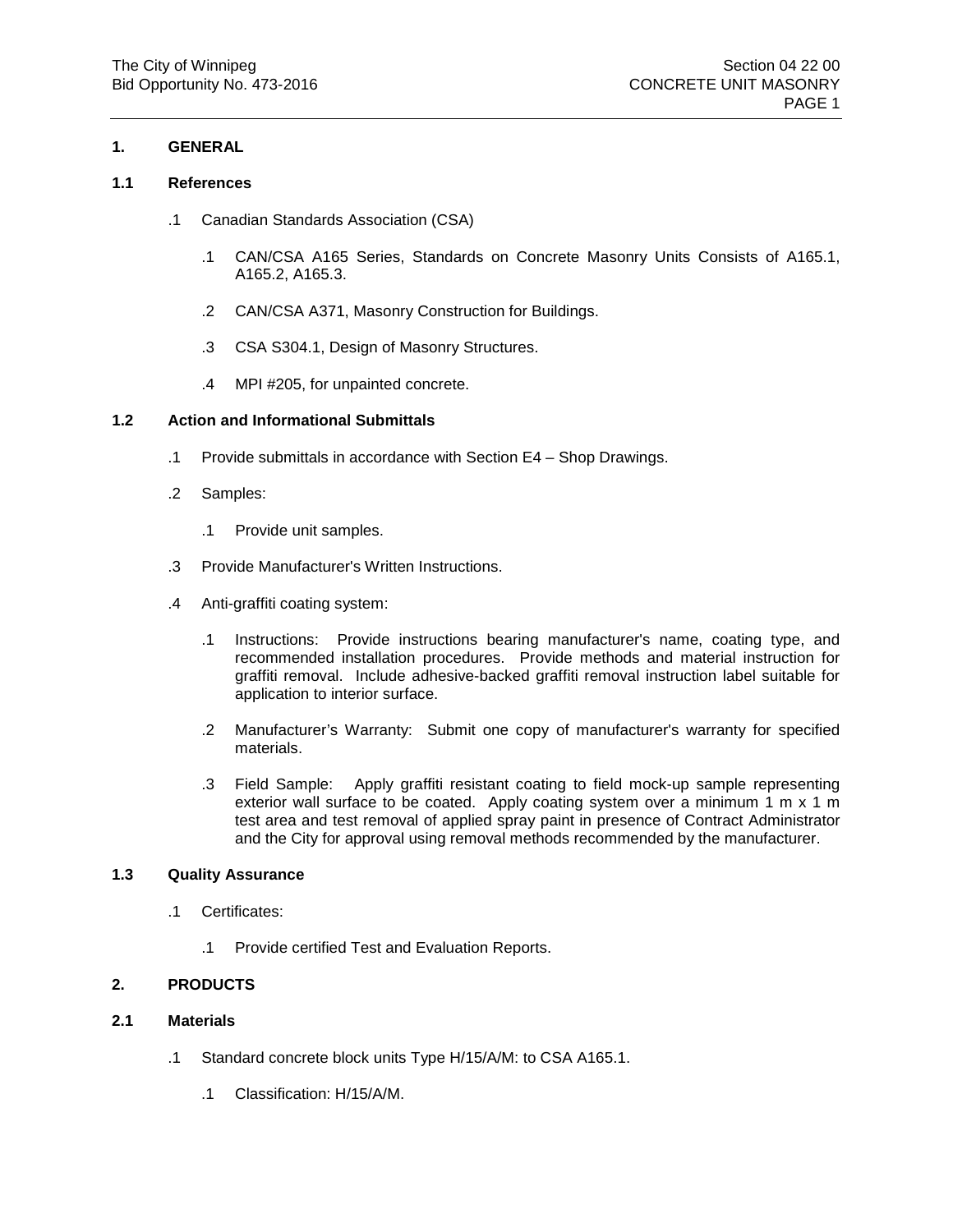# 1. GENERAL

## 1.1 References

.1 Canadian Standards Association (CSA)

  .1 CAN/CSA A165 Series, Standards on Concrete Masonry Units Consists of A165.1, A165.2, A165.3.

  .2 CAN/CSA A371, Masonry Construction for Buildings.

  .3 CSA S304.1, Design of Masonry Structures.

  .4 MPI #205, for unpainted concrete.

## 1.2 Action and Informational Submittals

.1 Provide submittals in accordance with Section E4 – Shop Drawings.

.2 Samples:

  .1 Provide unit samples.

.3 Provide Manufacturer's Written Instructions.

.4 Anti-graffiti coating system:

  .1 Instructions: Provide instructions bearing manufacturer's name, coating type, and recommended installation procedures. Provide methods and material instruction for graffiti removal. Include adhesive-backed graffiti removal instruction label suitable for application to interior surface.

  .2 Manufacturer's Warranty: Submit one copy of manufacturer's warranty for specified materials.

  .3 Field Sample: Apply graffiti resistant coating to field mock-up sample representing exterior wall surface to be coated. Apply coating system over a minimum 1 m x 1 m test area and test removal of applied spray paint in presence of Contract Administrator and the City for approval using removal methods recommended by the manufacturer.

## 1.3 Quality Assurance

.1 Certificates:

  .1 Provide certified Test and Evaluation Reports.

# 2. PRODUCTS

## 2.1 Materials

.1 Standard concrete block units Type H/15/A/M: to CSA A165.1.

  .1 Classification: H/15/A/M.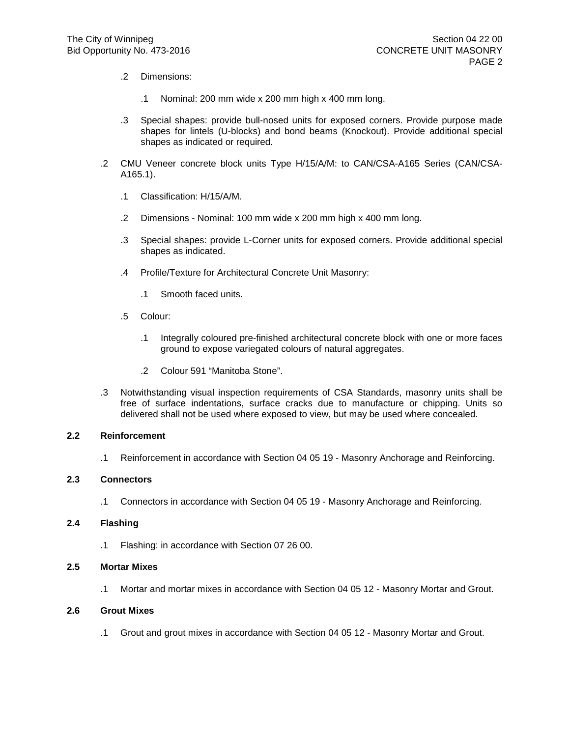.2 Dimensions:

  .1 Nominal: 200 mm wide x 200 mm high x 400 mm long.

.3 Special shapes: provide bull-nosed units for exposed corners. Provide purpose made shapes for lintels (U-blocks) and bond beams (Knockout). Provide additional special shapes as indicated or required.

.2 CMU Veneer concrete block units Type H/15/A/M: to CAN/CSA-A165 Series (CAN/CSA-A165.1).

  .1 Classification: H/15/A/M.

  .2 Dimensions - Nominal: 100 mm wide x 200 mm high x 400 mm long.

  .3 Special shapes: provide L-Corner units for exposed corners. Provide additional special shapes as indicated.

  .4 Profile/Texture for Architectural Concrete Unit Masonry:

    .1 Smooth faced units.

  .5 Colour:

    .1 Integrally coloured pre-finished architectural concrete block with one or more faces ground to expose variegated colours of natural aggregates.

    .2 Colour 591 “Manitoba Stone”.

.3 Notwithstanding visual inspection requirements of CSA Standards, masonry units shall be free of surface indentations, surface cracks due to manufacture or chipping. Units so delivered shall not be used where exposed to view, but may be used where concealed.

## 2.2 Reinforcement

.1 Reinforcement in accordance with Section 04 05 19 - Masonry Anchorage and Reinforcing.

## 2.3 Connectors

.1 Connectors in accordance with Section 04 05 19 - Masonry Anchorage and Reinforcing.

## 2.4 Flashing

.1 Flashing: in accordance with Section 07 26 00.

## 2.5 Mortar Mixes

.1 Mortar and mortar mixes in accordance with Section 04 05 12 - Masonry Mortar and Grout.

## 2.6 Grout Mixes

.1 Grout and grout mixes in accordance with Section 04 05 12 - Masonry Mortar and Grout.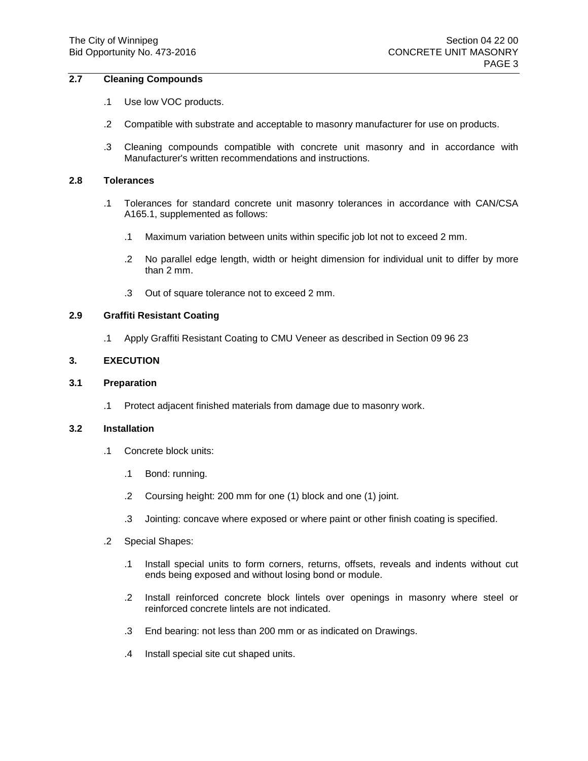## 2.7 Cleaning Compounds

.1 Use low VOC products.

.2 Compatible with substrate and acceptable to masonry manufacturer for use on products.

.3 Cleaning compounds compatible with concrete unit masonry and in accordance with Manufacturer's written recommendations and instructions.

## 2.8 Tolerances

.1 Tolerances for standard concrete unit masonry tolerances in accordance with CAN/CSA A165.1, supplemented as follows:

  .1 Maximum variation between units within specific job lot not to exceed 2 mm.

  .2 No parallel edge length, width or height dimension for individual unit to differ by more than 2 mm.

  .3 Out of square tolerance not to exceed 2 mm.

## 2.9 Graffiti Resistant Coating

.1 Apply Graffiti Resistant Coating to CMU Veneer as described in Section 09 96 23

# 3. EXECUTION

## 3.1 Preparation

.1 Protect adjacent finished materials from damage due to masonry work.

## 3.2 Installation

.1 Concrete block units:

  .1 Bond: running.

  .2 Coursing height: 200 mm for one (1) block and one (1) joint.

  .3 Jointing: concave where exposed or where paint or other finish coating is specified.

.2 Special Shapes:

  .1 Install special units to form corners, returns, offsets, reveals and indents without cut ends being exposed and without losing bond or module.

  .2 Install reinforced concrete block lintels over openings in masonry where steel or reinforced concrete lintels are not indicated.

  .3 End bearing: not less than 200 mm or as indicated on Drawings.

  .4 Install special site cut shaped units.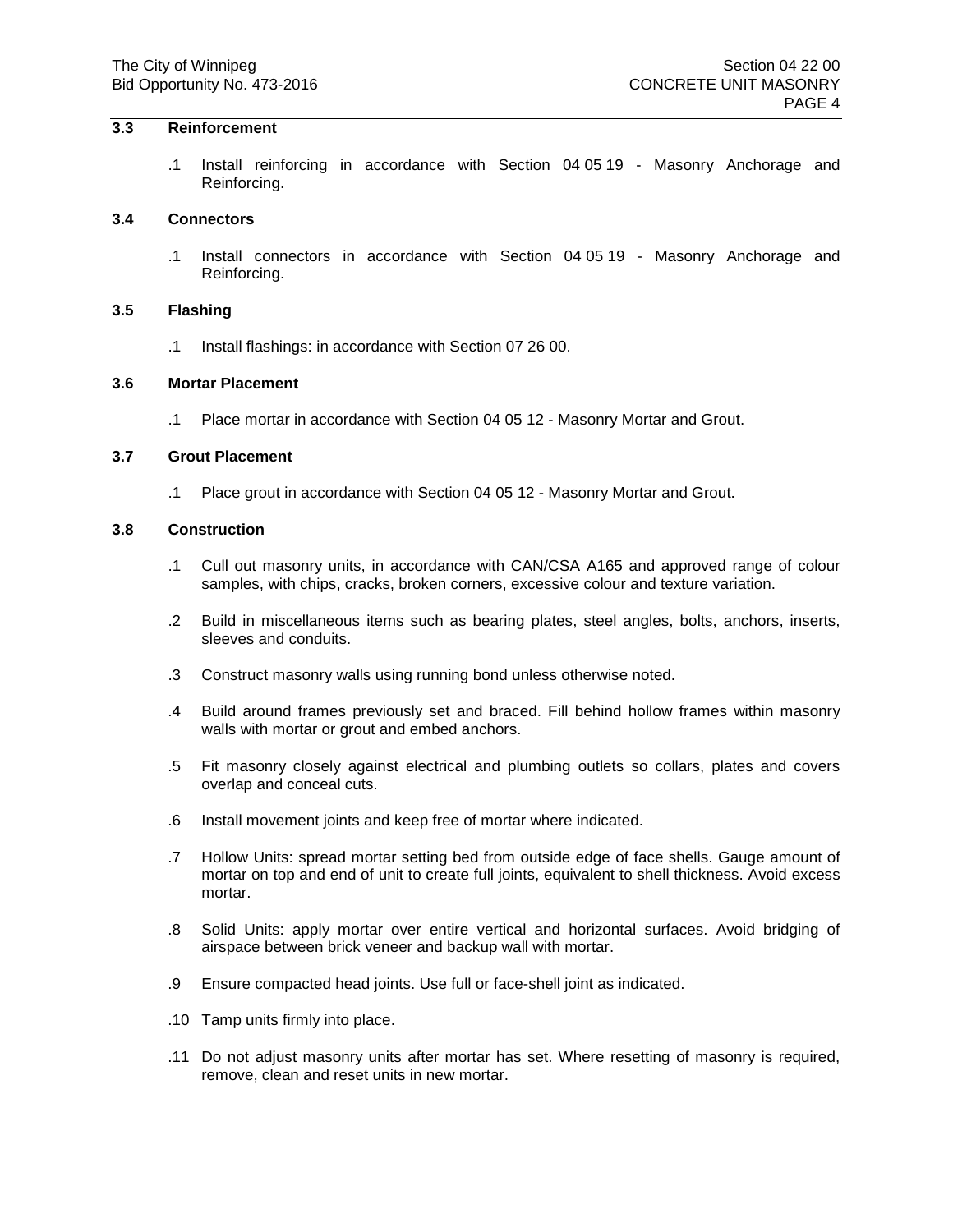### 3.3 Reinforcement

.1 Install reinforcing in accordance with Section 04 05 19 - Masonry Anchorage and Reinforcing.

### 3.4 Connectors

.1 Install connectors in accordance with Section 04 05 19 - Masonry Anchorage and Reinforcing.

### 3.5 Flashing

.1 Install flashings: in accordance with Section 07 26 00.

### 3.6 Mortar Placement

.1 Place mortar in accordance with Section 04 05 12 - Masonry Mortar and Grout.

### 3.7 Grout Placement

.1 Place grout in accordance with Section 04 05 12 - Masonry Mortar and Grout.

### 3.8 Construction

.1 Cull out masonry units, in accordance with CAN/CSA A165 and approved range of colour samples, with chips, cracks, broken corners, excessive colour and texture variation.

.2 Build in miscellaneous items such as bearing plates, steel angles, bolts, anchors, inserts, sleeves and conduits.

.3 Construct masonry walls using running bond unless otherwise noted.

.4 Build around frames previously set and braced. Fill behind hollow frames within masonry walls with mortar or grout and embed anchors.

.5 Fit masonry closely against electrical and plumbing outlets so collars, plates and covers overlap and conceal cuts.

.6 Install movement joints and keep free of mortar where indicated.

.7 Hollow Units: spread mortar setting bed from outside edge of face shells. Gauge amount of mortar on top and end of unit to create full joints, equivalent to shell thickness. Avoid excess mortar.

.8 Solid Units: apply mortar over entire vertical and horizontal surfaces. Avoid bridging of airspace between brick veneer and backup wall with mortar.

.9 Ensure compacted head joints. Use full or face-shell joint as indicated.

.10 Tamp units firmly into place.

.11 Do not adjust masonry units after mortar has set. Where resetting of masonry is required, remove, clean and reset units in new mortar.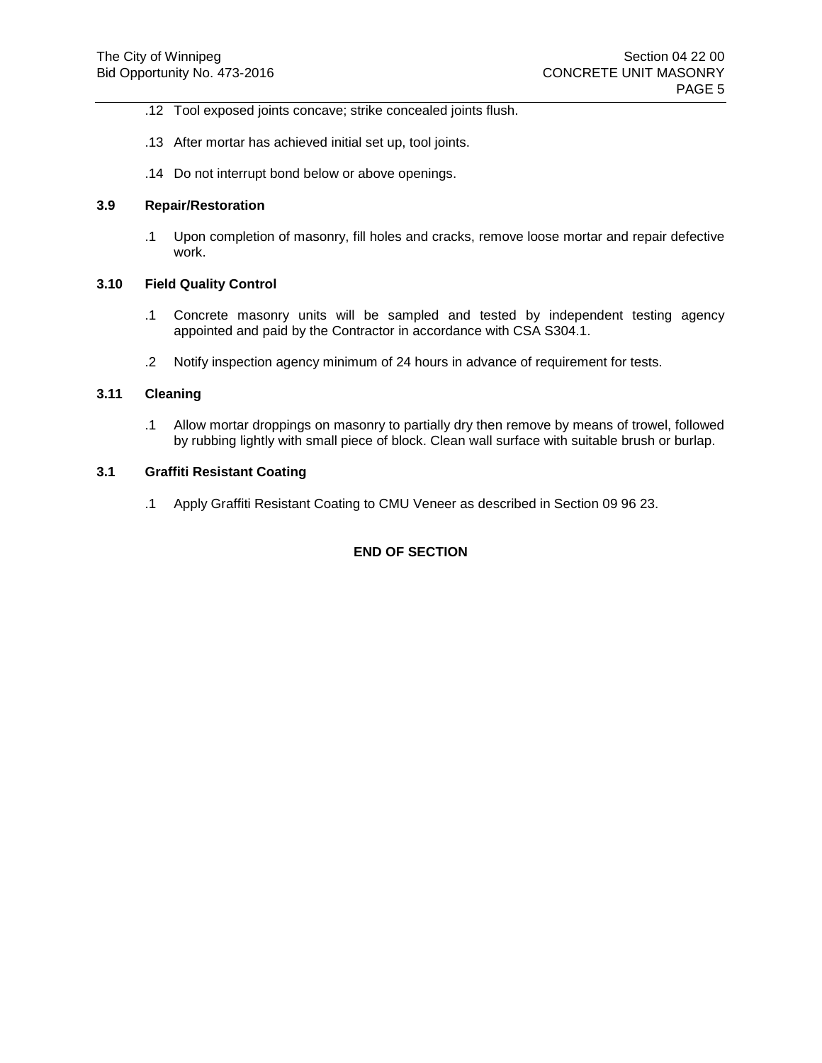.12 Tool exposed joints concave; strike concealed joints flush.

.13 After mortar has achieved initial set up, tool joints.

.14 Do not interrupt bond below or above openings.

### 3.9 Repair/Restoration

.1 Upon completion of masonry, fill holes and cracks, remove loose mortar and repair defective work.

### 3.10 Field Quality Control

.1 Concrete masonry units will be sampled and tested by independent testing agency appointed and paid by the Contractor in accordance with CSA S304.1.

.2 Notify inspection agency minimum of 24 hours in advance of requirement for tests.

### 3.11 Cleaning

.1 Allow mortar droppings on masonry to partially dry then remove by means of trowel, followed by rubbing lightly with small piece of block. Clean wall surface with suitable brush or burlap.

### 3.1 Graffiti Resistant Coating

.1 Apply Graffiti Resistant Coating to CMU Veneer as described in Section 09 96 23.

**END OF SECTION**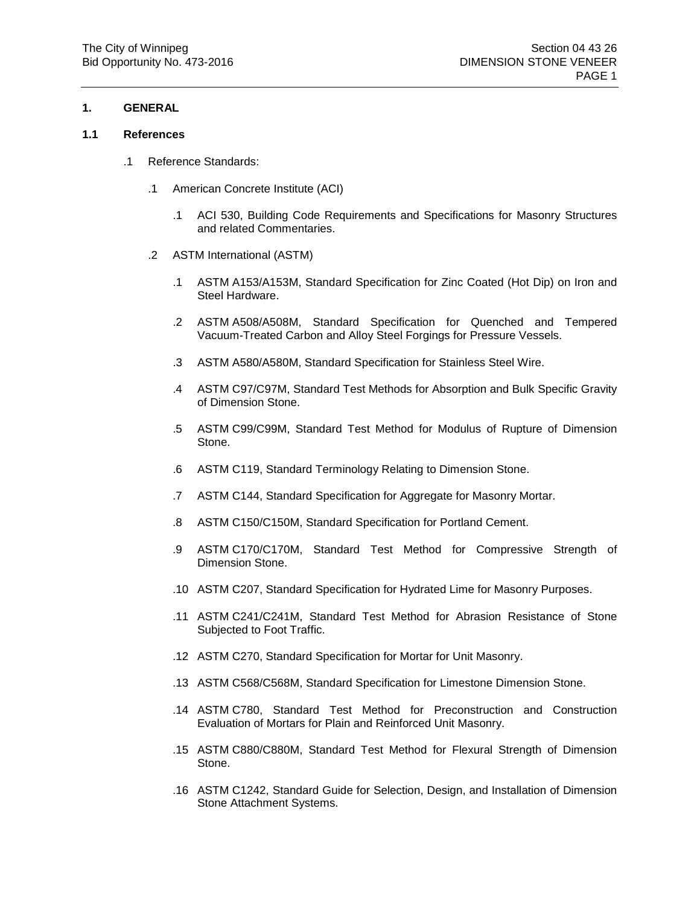## 1. GENERAL

### 1.1 References

.1 Reference Standards:

  .1 American Concrete Institute (ACI)

    .1 ACI 530, Building Code Requirements and Specifications for Masonry Structures and related Commentaries.

  .2 ASTM International (ASTM)

    .1 ASTM A153/A153M, Standard Specification for Zinc Coated (Hot Dip) on Iron and Steel Hardware.

    .2 ASTM A508/A508M, Standard Specification for Quenched and Tempered Vacuum-Treated Carbon and Alloy Steel Forgings for Pressure Vessels.

    .3 ASTM A580/A580M, Standard Specification for Stainless Steel Wire.

    .4 ASTM C97/C97M, Standard Test Methods for Absorption and Bulk Specific Gravity of Dimension Stone.

    .5 ASTM C99/C99M, Standard Test Method for Modulus of Rupture of Dimension Stone.

    .6 ASTM C119, Standard Terminology Relating to Dimension Stone.

    .7 ASTM C144, Standard Specification for Aggregate for Masonry Mortar.

    .8 ASTM C150/C150M, Standard Specification for Portland Cement.

    .9 ASTM C170/C170M, Standard Test Method for Compressive Strength of Dimension Stone.

    .10 ASTM C207, Standard Specification for Hydrated Lime for Masonry Purposes.

    .11 ASTM C241/C241M, Standard Test Method for Abrasion Resistance of Stone Subjected to Foot Traffic.

    .12 ASTM C270, Standard Specification for Mortar for Unit Masonry.

    .13 ASTM C568/C568M, Standard Specification for Limestone Dimension Stone.

    .14 ASTM C780, Standard Test Method for Preconstruction and Construction Evaluation of Mortars for Plain and Reinforced Unit Masonry.

    .15 ASTM C880/C880M, Standard Test Method for Flexural Strength of Dimension Stone.

    .16 ASTM C1242, Standard Guide for Selection, Design, and Installation of Dimension Stone Attachment Systems.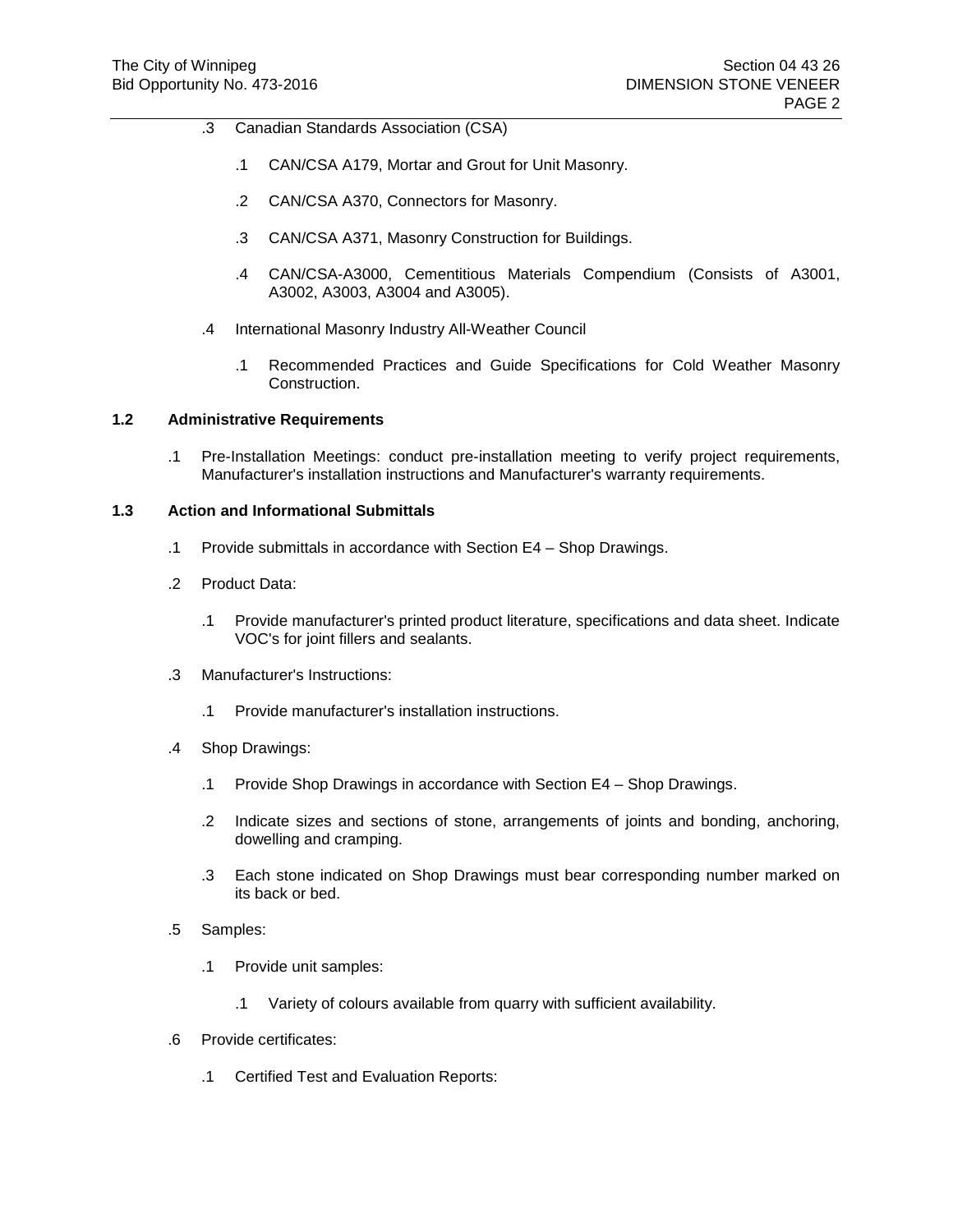.3 Canadian Standards Association (CSA)

  .1 CAN/CSA A179, Mortar and Grout for Unit Masonry.

  .2 CAN/CSA A370, Connectors for Masonry.

  .3 CAN/CSA A371, Masonry Construction for Buildings.

  .4 CAN/CSA-A3000, Cementitious Materials Compendium (Consists of A3001, A3002, A3003, A3004 and A3005).

.4 International Masonry Industry All-Weather Council

  .1 Recommended Practices and Guide Specifications for Cold Weather Masonry Construction.

### 1.2 Administrative Requirements

.1 Pre-Installation Meetings: conduct pre-installation meeting to verify project requirements, Manufacturer's installation instructions and Manufacturer's warranty requirements.

### 1.3 Action and Informational Submittals

.1 Provide submittals in accordance with Section E4 – Shop Drawings.

.2 Product Data:

  .1 Provide manufacturer's printed product literature, specifications and data sheet. Indicate VOC's for joint fillers and sealants.

.3 Manufacturer's Instructions:

  .1 Provide manufacturer's installation instructions.

.4 Shop Drawings:

  .1 Provide Shop Drawings in accordance with Section E4 – Shop Drawings.

  .2 Indicate sizes and sections of stone, arrangements of joints and bonding, anchoring, dowelling and cramping.

  .3 Each stone indicated on Shop Drawings must bear corresponding number marked on its back or bed.

.5 Samples:

  .1 Provide unit samples:

    .1 Variety of colours available from quarry with sufficient availability.

.6 Provide certificates:

  .1 Certified Test and Evaluation Reports: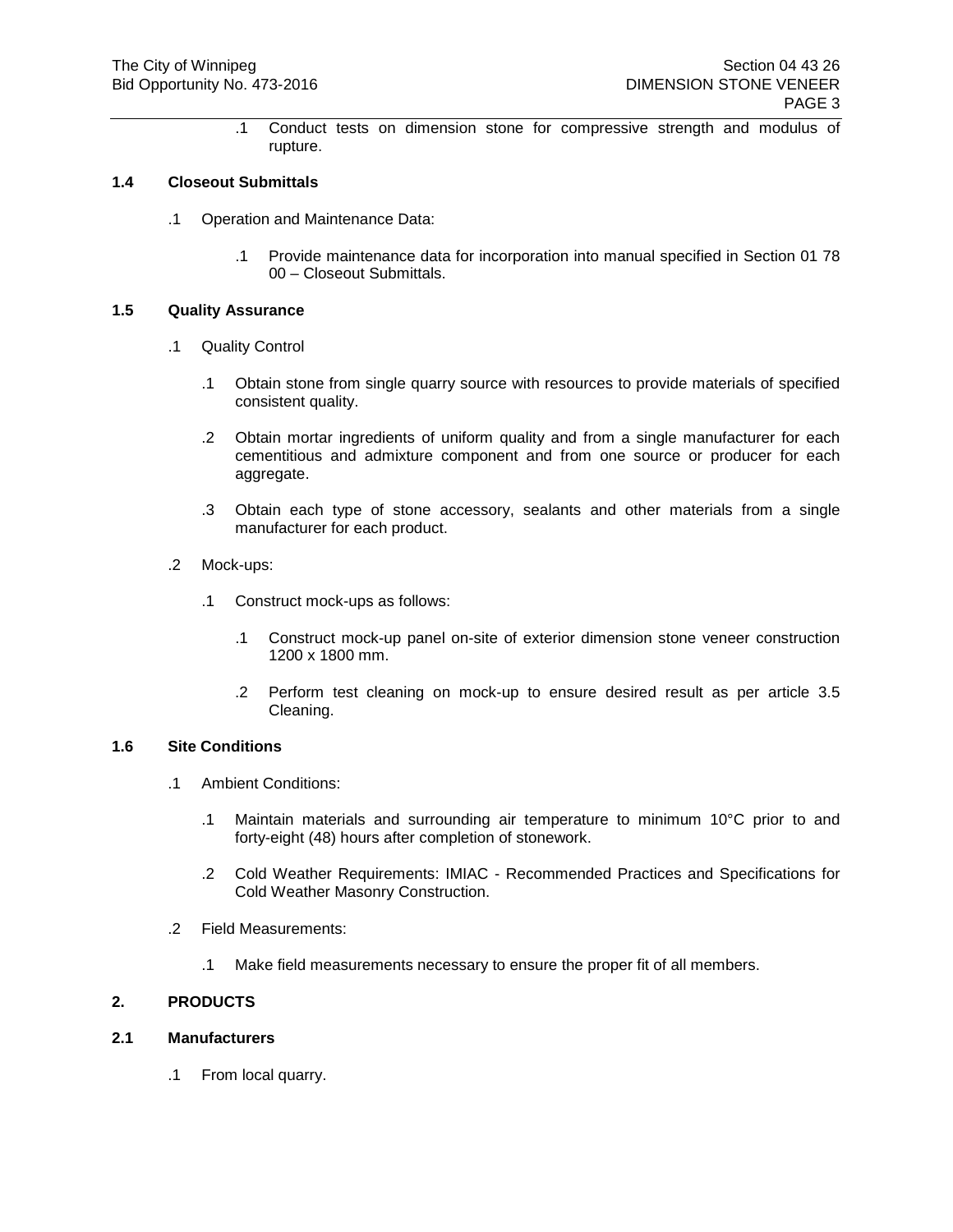.1 Conduct tests on dimension stone for compressive strength and modulus of rupture.

### 1.4 Closeout Submittals

.1 Operation and Maintenance Data:

.1 Provide maintenance data for incorporation into manual specified in Section 01 78 00 – Closeout Submittals.

### 1.5 Quality Assurance

.1 Quality Control

.1 Obtain stone from single quarry source with resources to provide materials of specified consistent quality.

.2 Obtain mortar ingredients of uniform quality and from a single manufacturer for each cementitious and admixture component and from one source or producer for each aggregate.

.3 Obtain each type of stone accessory, sealants and other materials from a single manufacturer for each product.

.2 Mock-ups:

.1 Construct mock-ups as follows:

.1 Construct mock-up panel on-site of exterior dimension stone veneer construction 1200 x 1800 mm.

.2 Perform test cleaning on mock-up to ensure desired result as per article 3.5 Cleaning.

### 1.6 Site Conditions

.1 Ambient Conditions:

.1 Maintain materials and surrounding air temperature to minimum 10°C prior to and forty-eight (48) hours after completion of stonework.

.2 Cold Weather Requirements: IMIAC - Recommended Practices and Specifications for Cold Weather Masonry Construction.

.2 Field Measurements:

.1 Make field measurements necessary to ensure the proper fit of all members.

## 2. PRODUCTS

### 2.1 Manufacturers

.1 From local quarry.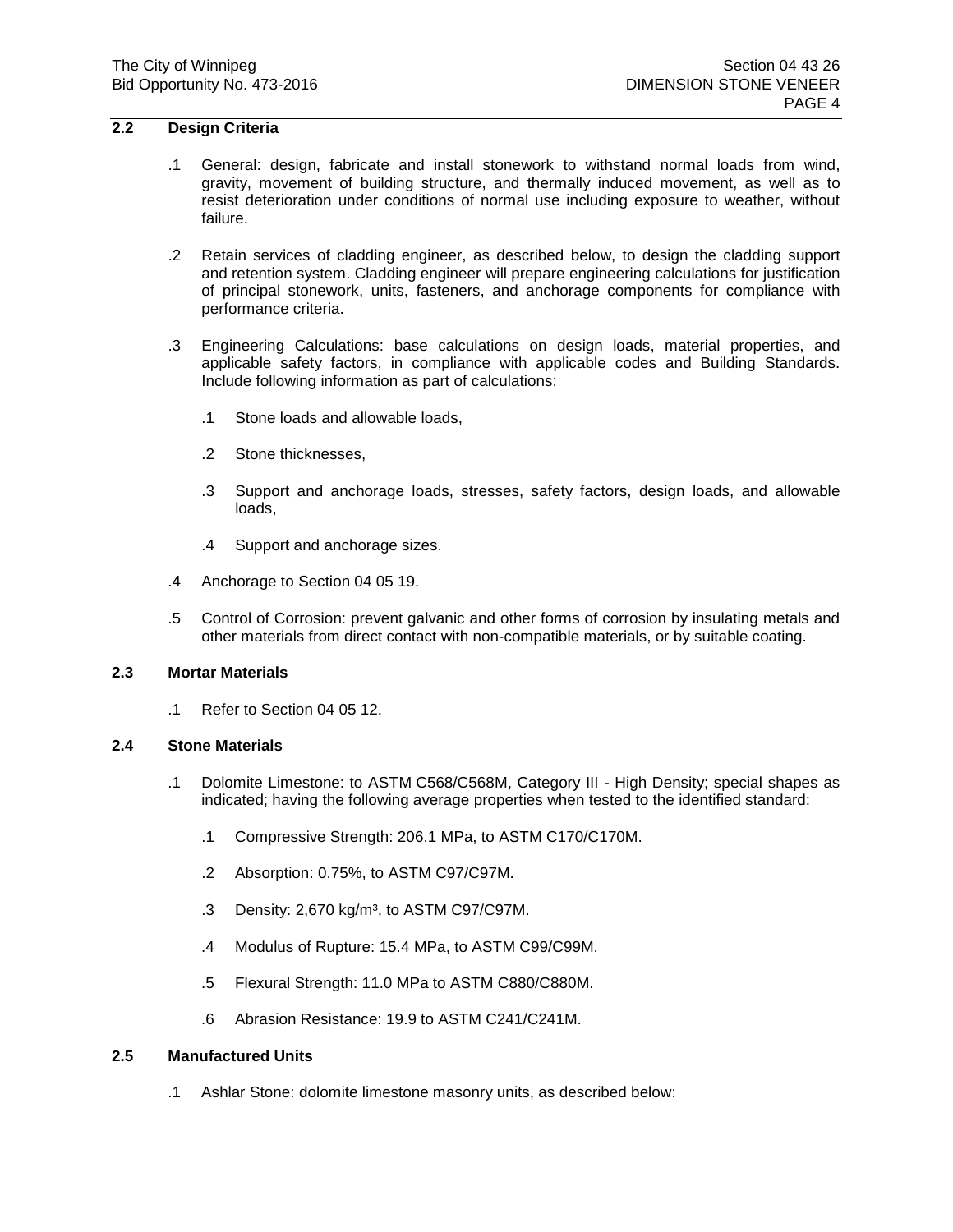## 2.2 Design Criteria

.1 General: design, fabricate and install stonework to withstand normal loads from wind, gravity, movement of building structure, and thermally induced movement, as well as to resist deterioration under conditions of normal use including exposure to weather, without failure.

.2 Retain services of cladding engineer, as described below, to design the cladding support and retention system. Cladding engineer will prepare engineering calculations for justification of principal stonework, units, fasteners, and anchorage components for compliance with performance criteria.

.3 Engineering Calculations: base calculations on design loads, material properties, and applicable safety factors, in compliance with applicable codes and Building Standards. Include following information as part of calculations:

   .1 Stone loads and allowable loads,

   .2 Stone thicknesses,

   .3 Support and anchorage loads, stresses, safety factors, design loads, and allowable loads,

   .4 Support and anchorage sizes.

.4 Anchorage to Section 04 05 19.

.5 Control of Corrosion: prevent galvanic and other forms of corrosion by insulating metals and other materials from direct contact with non-compatible materials, or by suitable coating.

## 2.3 Mortar Materials

.1 Refer to Section 04 05 12.

## 2.4 Stone Materials

.1 Dolomite Limestone: to ASTM C568/C568M, Category III - High Density; special shapes as indicated; having the following average properties when tested to the identified standard:

   .1 Compressive Strength: 206.1 MPa, to ASTM C170/C170M.

   .2 Absorption: 0.75%, to ASTM C97/C97M.

   .3 Density: 2,670 kg/m³, to ASTM C97/C97M.

   .4 Modulus of Rupture: 15.4 MPa, to ASTM C99/C99M.

   .5 Flexural Strength: 11.0 MPa to ASTM C880/C880M.

   .6 Abrasion Resistance: 19.9 to ASTM C241/C241M.

## 2.5 Manufactured Units

.1 Ashlar Stone: dolomite limestone masonry units, as described below: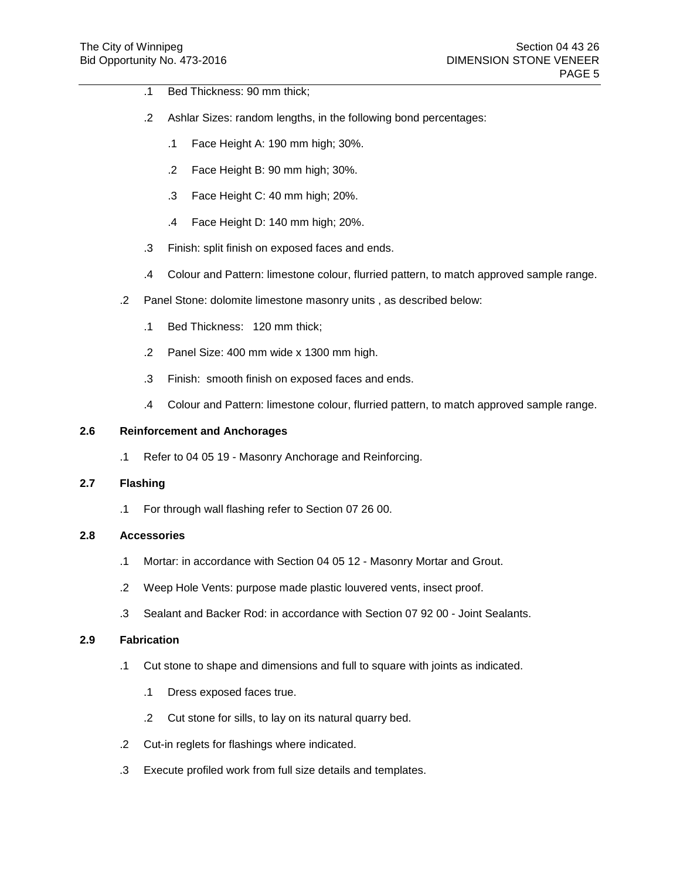- .1 Bed Thickness: 90 mm thick;
- .2 Ashlar Sizes: random lengths, in the following bond percentages:
  - .1 Face Height A: 190 mm high; 30%.
  - .2 Face Height B: 90 mm high; 30%.
  - .3 Face Height C: 40 mm high; 20%.
  - .4 Face Height D: 140 mm high; 20%.
- .3 Finish: split finish on exposed faces and ends.
- .4 Colour and Pattern: limestone colour, flurried pattern, to match approved sample range.

.2 Panel Stone: dolomite limestone masonry units , as described below:

- .1 Bed Thickness: 120 mm thick;
- .2 Panel Size: 400 mm wide x 1300 mm high.
- .3 Finish: smooth finish on exposed faces and ends.
- .4 Colour and Pattern: limestone colour, flurried pattern, to match approved sample range.

## 2.6 Reinforcement and Anchorages

.1 Refer to 04 05 19 - Masonry Anchorage and Reinforcing.

## 2.7 Flashing

.1 For through wall flashing refer to Section 07 26 00.

## 2.8 Accessories

.1 Mortar: in accordance with Section 04 05 12 - Masonry Mortar and Grout.

.2 Weep Hole Vents: purpose made plastic louvered vents, insect proof.

.3 Sealant and Backer Rod: in accordance with Section 07 92 00 - Joint Sealants.

## 2.9 Fabrication

.1 Cut stone to shape and dimensions and full to square with joints as indicated.

- .1 Dress exposed faces true.
- .2 Cut stone for sills, to lay on its natural quarry bed.

.2 Cut-in reglets for flashings where indicated.

.3 Execute profiled work from full size details and templates.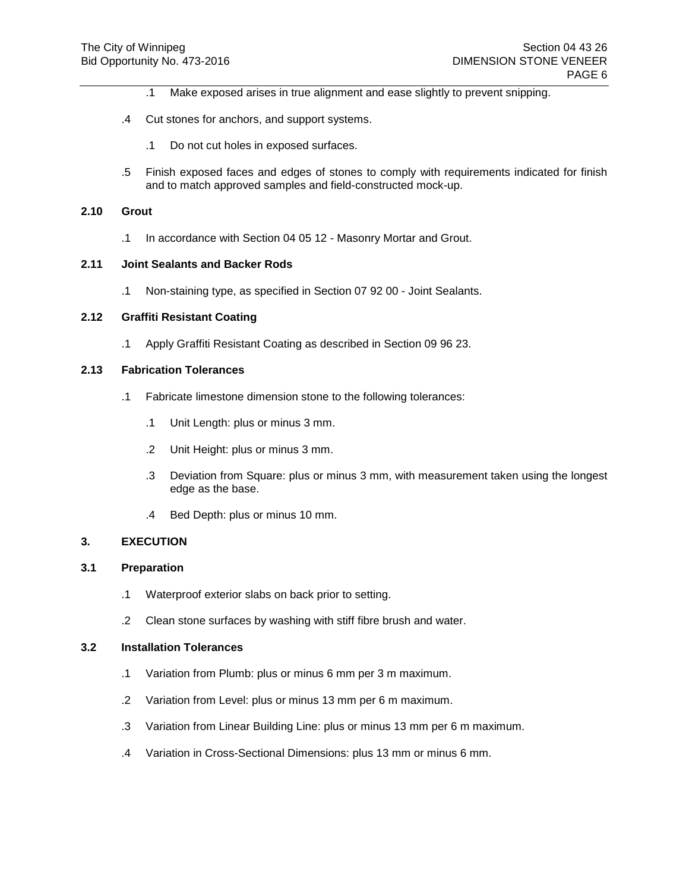.1 Make exposed arises in true alignment and ease slightly to prevent snipping.

.4 Cut stones for anchors, and support systems.

.1 Do not cut holes in exposed surfaces.

.5 Finish exposed faces and edges of stones to comply with requirements indicated for finish and to match approved samples and field-constructed mock-up.

### 2.10 Grout

.1 In accordance with Section 04 05 12 - Masonry Mortar and Grout.

### 2.11 Joint Sealants and Backer Rods

.1 Non-staining type, as specified in Section 07 92 00 - Joint Sealants.

### 2.12 Graffiti Resistant Coating

.1 Apply Graffiti Resistant Coating as described in Section 09 96 23.

### 2.13 Fabrication Tolerances

.1 Fabricate limestone dimension stone to the following tolerances:

.1 Unit Length: plus or minus 3 mm.

.2 Unit Height: plus or minus 3 mm.

.3 Deviation from Square: plus or minus 3 mm, with measurement taken using the longest edge as the base.

.4 Bed Depth: plus or minus 10 mm.

## 3. EXECUTION

### 3.1 Preparation

.1 Waterproof exterior slabs on back prior to setting.

.2 Clean stone surfaces by washing with stiff fibre brush and water.

### 3.2 Installation Tolerances

.1 Variation from Plumb: plus or minus 6 mm per 3 m maximum.

.2 Variation from Level: plus or minus 13 mm per 6 m maximum.

.3 Variation from Linear Building Line: plus or minus 13 mm per 6 m maximum.

.4 Variation in Cross-Sectional Dimensions: plus 13 mm or minus 6 mm.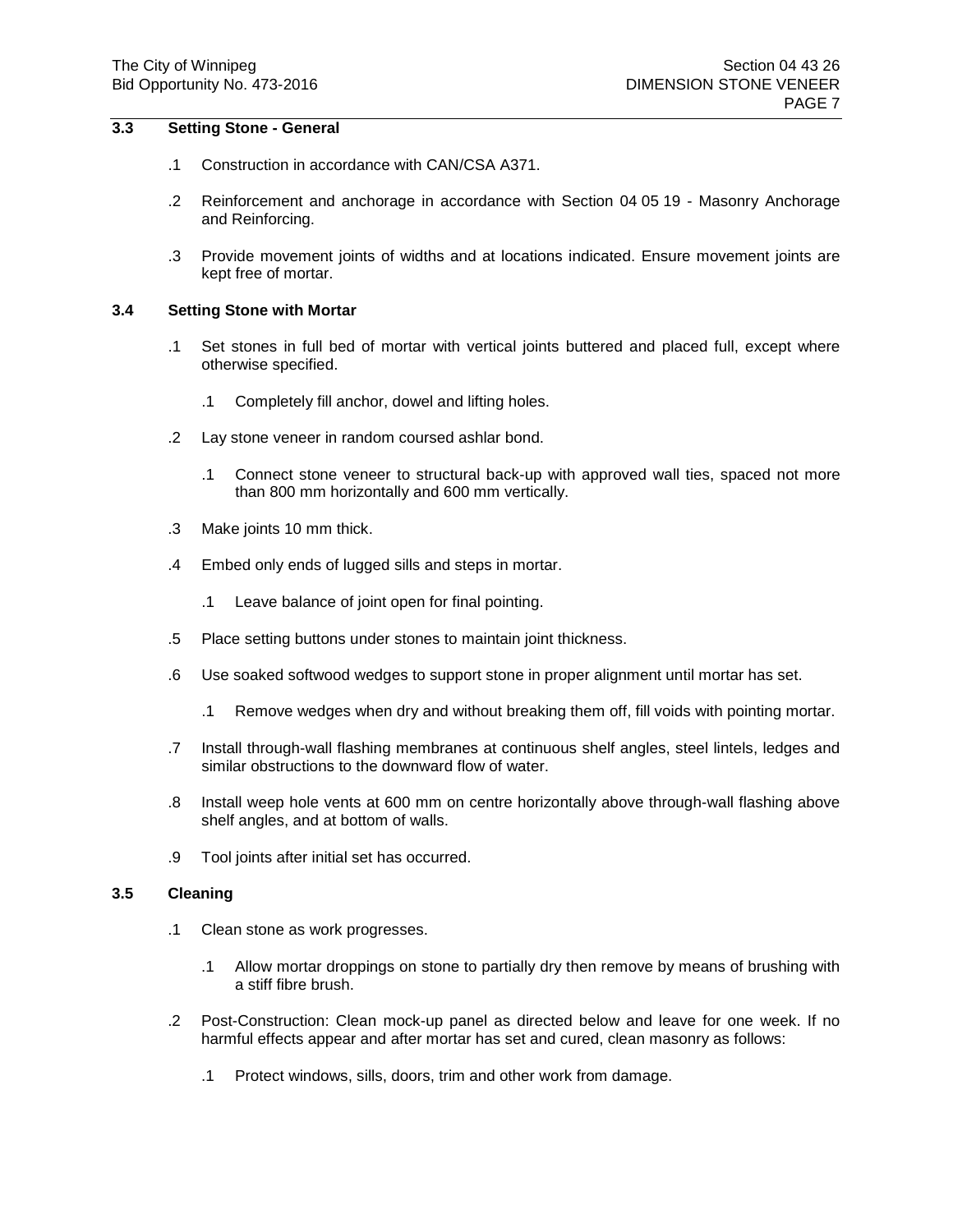## 3.3 Setting Stone - General

.1 Construction in accordance with CAN/CSA A371.

.2 Reinforcement and anchorage in accordance with Section 04 05 19 - Masonry Anchorage and Reinforcing.

.3 Provide movement joints of widths and at locations indicated. Ensure movement joints are kept free of mortar.

## 3.4 Setting Stone with Mortar

.1 Set stones in full bed of mortar with vertical joints buttered and placed full, except where otherwise specified.

  .1 Completely fill anchor, dowel and lifting holes.

.2 Lay stone veneer in random coursed ashlar bond.

  .1 Connect stone veneer to structural back-up with approved wall ties, spaced not more than 800 mm horizontally and 600 mm vertically.

.3 Make joints 10 mm thick.

.4 Embed only ends of lugged sills and steps in mortar.

  .1 Leave balance of joint open for final pointing.

.5 Place setting buttons under stones to maintain joint thickness.

.6 Use soaked softwood wedges to support stone in proper alignment until mortar has set.

  .1 Remove wedges when dry and without breaking them off, fill voids with pointing mortar.

.7 Install through-wall flashing membranes at continuous shelf angles, steel lintels, ledges and similar obstructions to the downward flow of water.

.8 Install weep hole vents at 600 mm on centre horizontally above through-wall flashing above shelf angles, and at bottom of walls.

.9 Tool joints after initial set has occurred.

## 3.5 Cleaning

.1 Clean stone as work progresses.

  .1 Allow mortar droppings on stone to partially dry then remove by means of brushing with a stiff fibre brush.

.2 Post-Construction: Clean mock-up panel as directed below and leave for one week. If no harmful effects appear and after mortar has set and cured, clean masonry as follows:

  .1 Protect windows, sills, doors, trim and other work from damage.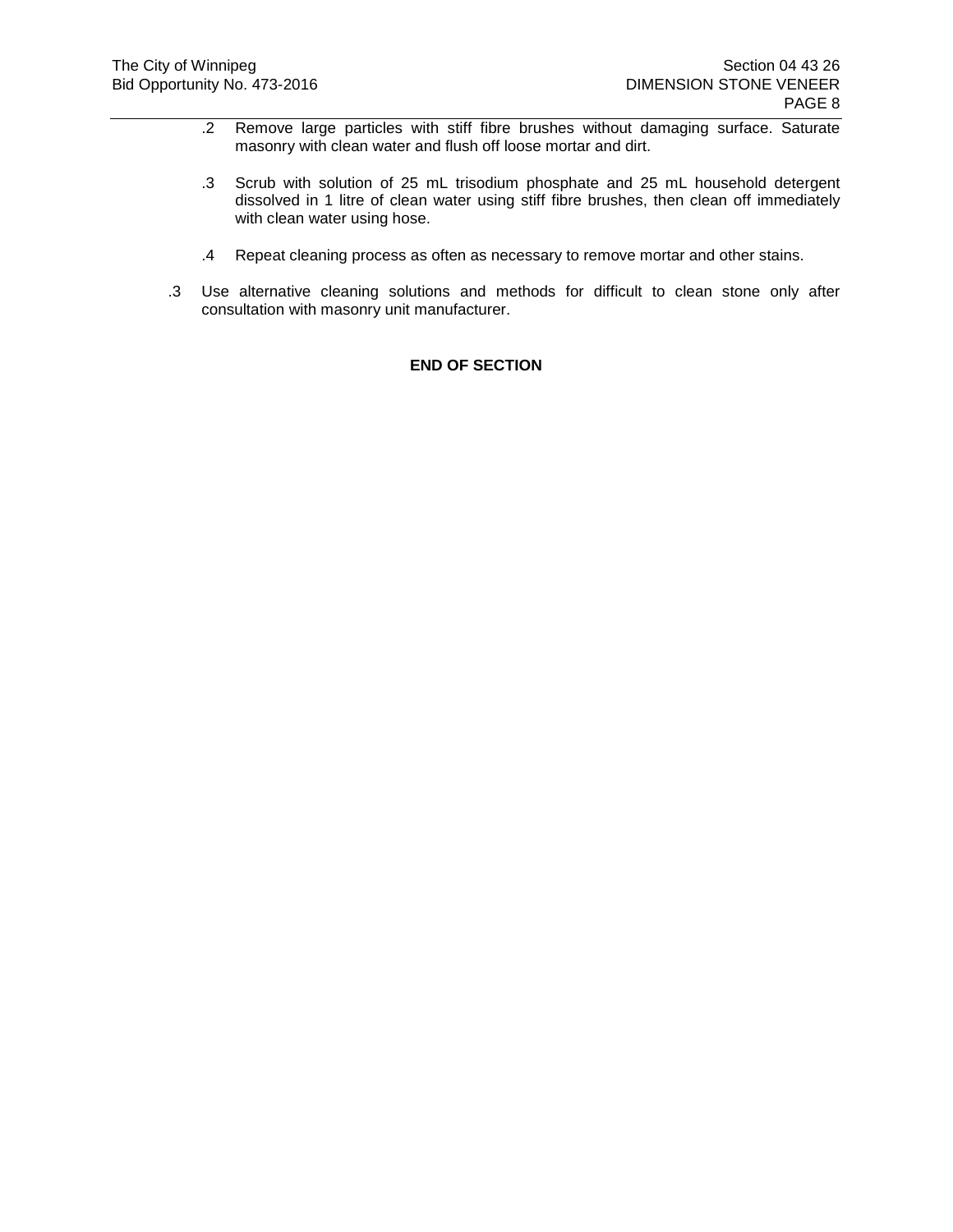.2 Remove large particles with stiff fibre brushes without damaging surface. Saturate masonry with clean water and flush off loose mortar and dirt.

.3 Scrub with solution of 25 mL trisodium phosphate and 25 mL household detergent dissolved in 1 litre of clean water using stiff fibre brushes, then clean off immediately with clean water using hose.

.4 Repeat cleaning process as often as necessary to remove mortar and other stains.

.3 Use alternative cleaning solutions and methods for difficult to clean stone only after consultation with masonry unit manufacturer.

**END OF SECTION**